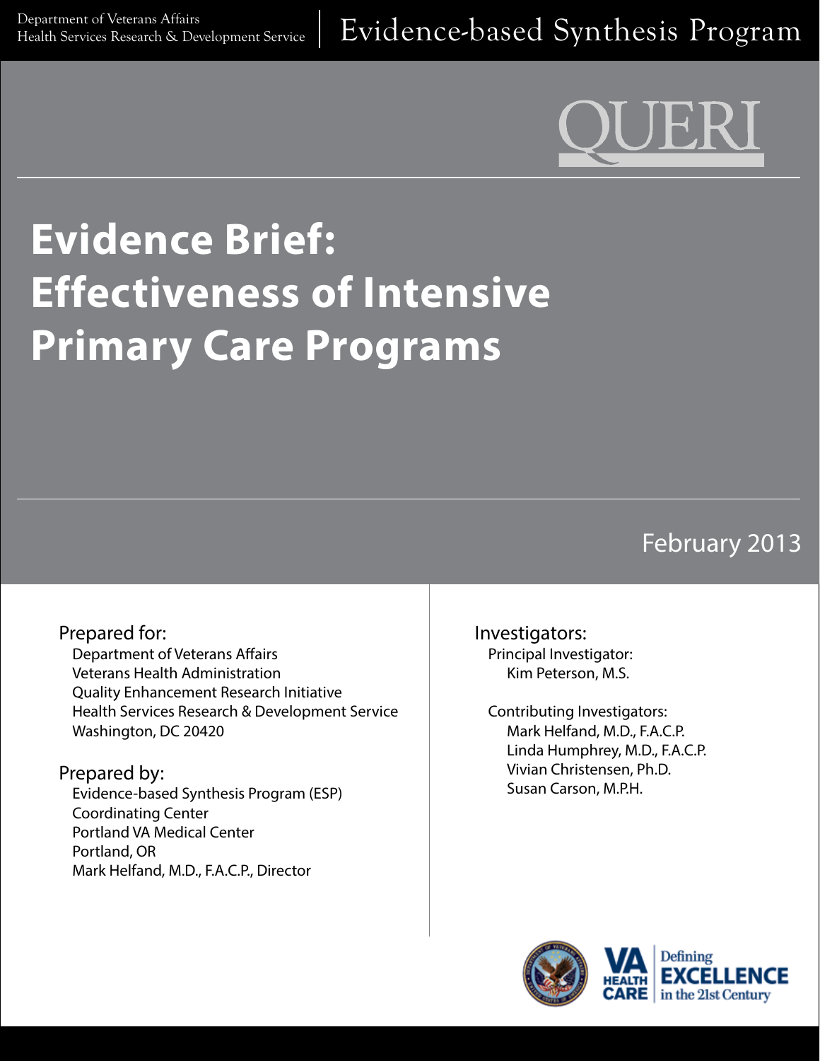Department of Veterans Affairs
Health Services Research & Development Service

Evidence-based Synthesis Program

QUERI

# Evidence Brief: Effectiveness of Intensive Primary Care Programs

February 2013

Prepared for:
Department of Veterans Affairs
Veterans Health Administration
Quality Enhancement Research Initiative
Health Services Research & Development Service
Washington, DC 20420

Prepared by:
Evidence-based Synthesis Program (ESP)
Coordinating Center
Portland VA Medical Center
Portland, OR
Mark Helfand, M.D., F.A.C.P., Director

Investigators:
Principal Investigator:
Kim Peterson, M.S.

Contributing Investigators:
Mark Helfand, M.D., F.A.C.P.
Linda Humphrey, M.D., F.A.C.P.
Vivian Christensen, Ph.D.
Susan Carson, M.P.H.

VA HEALTH CARE | Defining EXCELLENCE in the 21st Century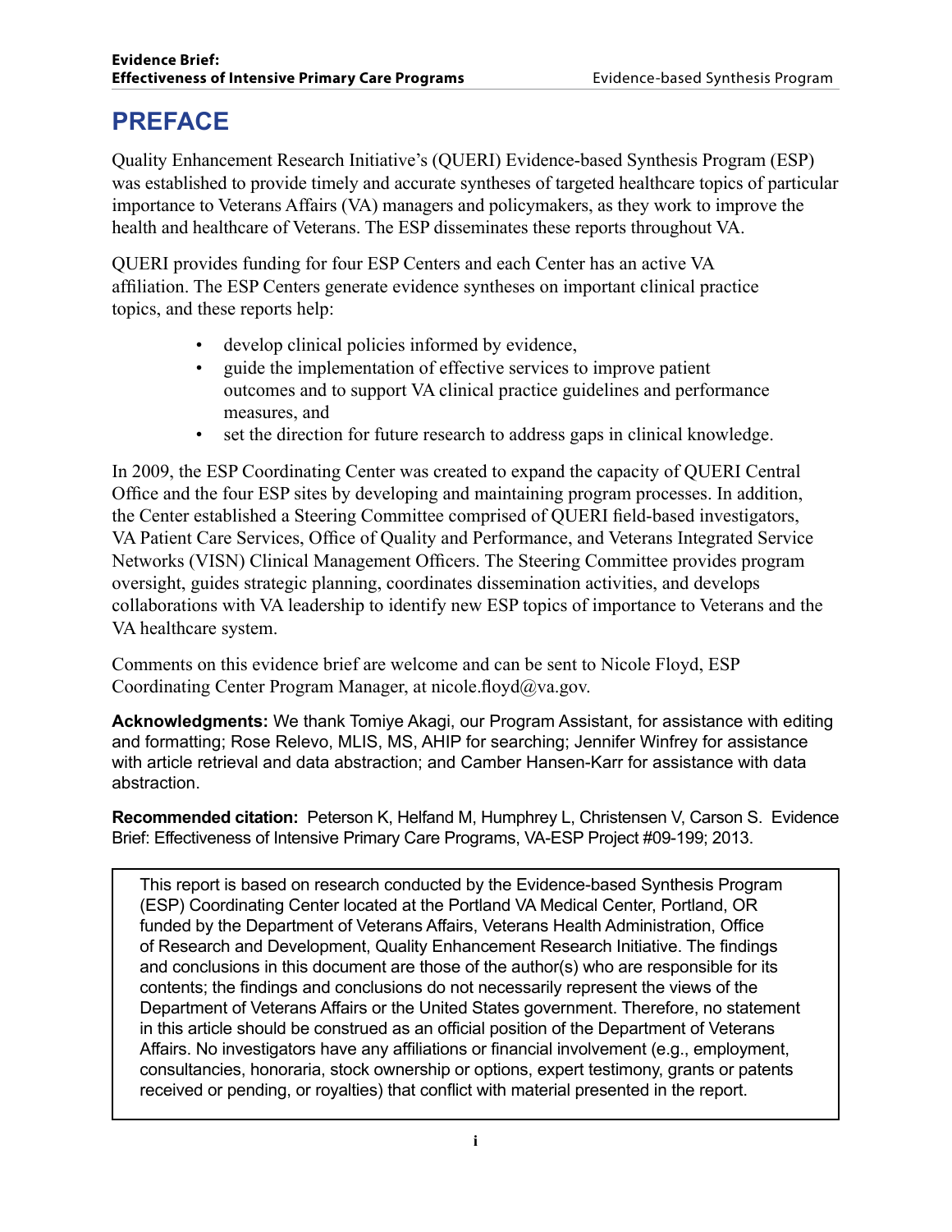# PREFACE

Quality Enhancement Research Initiative's (QUERI) Evidence-based Synthesis Program (ESP) was established to provide timely and accurate syntheses of targeted healthcare topics of particular importance to Veterans Affairs (VA) managers and policymakers, as they work to improve the health and healthcare of Veterans. The ESP disseminates these reports throughout VA.

QUERI provides funding for four ESP Centers and each Center has an active VA affiliation. The ESP Centers generate evidence syntheses on important clinical practice topics, and these reports help:

- develop clinical policies informed by evidence,
- guide the implementation of effective services to improve patient outcomes and to support VA clinical practice guidelines and performance measures, and
- set the direction for future research to address gaps in clinical knowledge.

In 2009, the ESP Coordinating Center was created to expand the capacity of QUERI Central Office and the four ESP sites by developing and maintaining program processes. In addition, the Center established a Steering Committee comprised of QUERI field-based investigators, VA Patient Care Services, Office of Quality and Performance, and Veterans Integrated Service Networks (VISN) Clinical Management Officers. The Steering Committee provides program oversight, guides strategic planning, coordinates dissemination activities, and develops collaborations with VA leadership to identify new ESP topics of importance to Veterans and the VA healthcare system.

Comments on this evidence brief are welcome and can be sent to Nicole Floyd, ESP Coordinating Center Program Manager, at nicole.floyd@va.gov.

**Acknowledgments:** We thank Tomiye Akagi, our Program Assistant, for assistance with editing and formatting; Rose Relevo, MLIS, MS, AHIP for searching; Jennifer Winfrey for assistance with article retrieval and data abstraction; and Camber Hansen-Karr for assistance with data abstraction.

**Recommended citation:** Peterson K, Helfand M, Humphrey L, Christensen V, Carson S. Evidence Brief: Effectiveness of Intensive Primary Care Programs, VA-ESP Project #09-199; 2013.

This report is based on research conducted by the Evidence-based Synthesis Program (ESP) Coordinating Center located at the Portland VA Medical Center, Portland, OR funded by the Department of Veterans Affairs, Veterans Health Administration, Office of Research and Development, Quality Enhancement Research Initiative. The findings and conclusions in this document are those of the author(s) who are responsible for its contents; the findings and conclusions do not necessarily represent the views of the Department of Veterans Affairs or the United States government. Therefore, no statement in this article should be construed as an official position of the Department of Veterans Affairs. No investigators have any affiliations or financial involvement (e.g., employment, consultancies, honoraria, stock ownership or options, expert testimony, grants or patents received or pending, or royalties) that conflict with material presented in the report.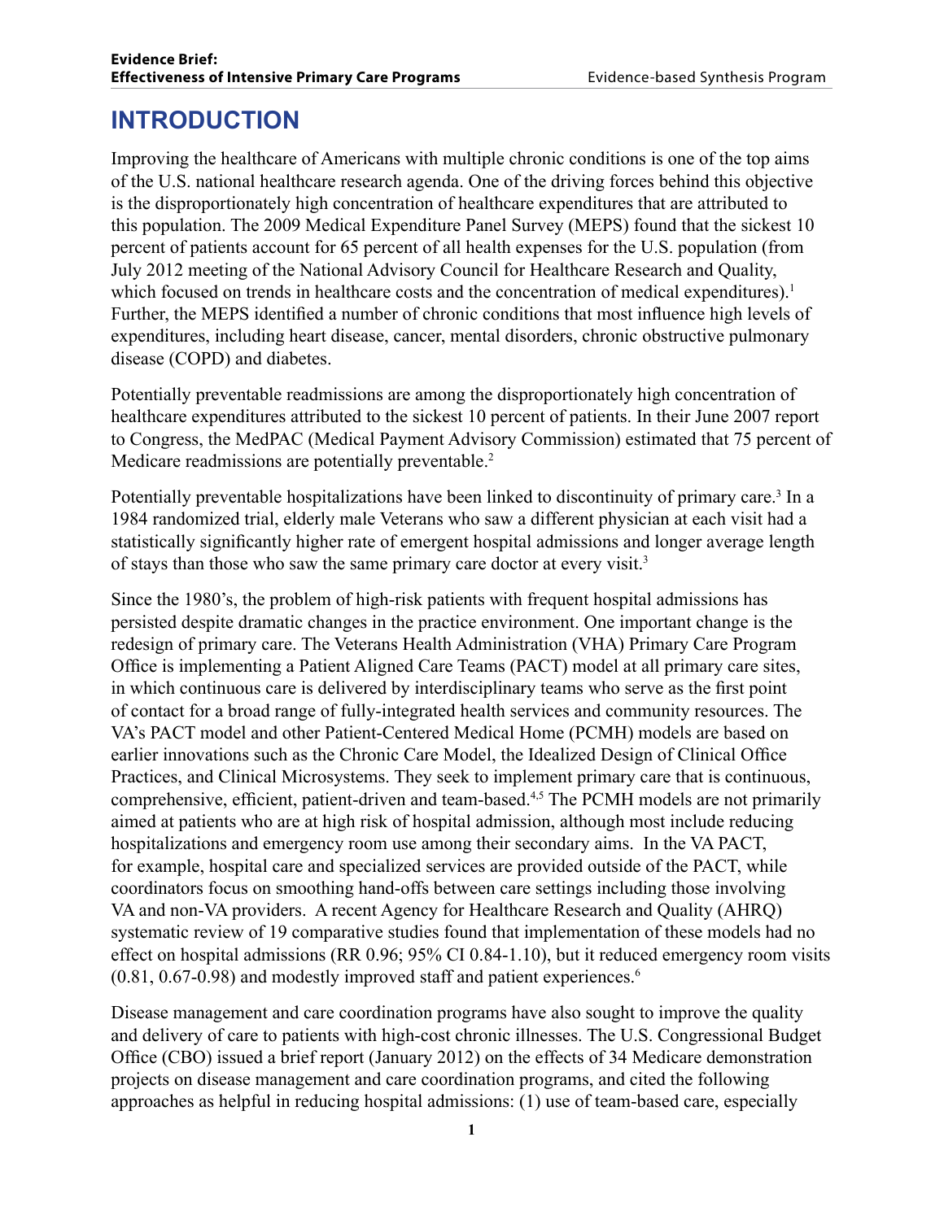# INTRODUCTION

Improving the healthcare of Americans with multiple chronic conditions is one of the top aims of the U.S. national healthcare research agenda. One of the driving forces behind this objective is the disproportionately high concentration of healthcare expenditures that are attributed to this population. The 2009 Medical Expenditure Panel Survey (MEPS) found that the sickest 10 percent of patients account for 65 percent of all health expenses for the U.S. population (from July 2012 meeting of the National Advisory Council for Healthcare Research and Quality, which focused on trends in healthcare costs and the concentration of medical expenditures).[1] Further, the MEPS identified a number of chronic conditions that most influence high levels of expenditures, including heart disease, cancer, mental disorders, chronic obstructive pulmonary disease (COPD) and diabetes.

Potentially preventable readmissions are among the disproportionately high concentration of healthcare expenditures attributed to the sickest 10 percent of patients. In their June 2007 report to Congress, the MedPAC (Medical Payment Advisory Commission) estimated that 75 percent of Medicare readmissions are potentially preventable.[2]

Potentially preventable hospitalizations have been linked to discontinuity of primary care.[3] In a 1984 randomized trial, elderly male Veterans who saw a different physician at each visit had a statistically significantly higher rate of emergent hospital admissions and longer average length of stays than those who saw the same primary care doctor at every visit.[3]

Since the 1980's, the problem of high-risk patients with frequent hospital admissions has persisted despite dramatic changes in the practice environment. One important change is the redesign of primary care. The Veterans Health Administration (VHA) Primary Care Program Office is implementing a Patient Aligned Care Teams (PACT) model at all primary care sites, in which continuous care is delivered by interdisciplinary teams who serve as the first point of contact for a broad range of fully-integrated health services and community resources. The VA's PACT model and other Patient-Centered Medical Home (PCMH) models are based on earlier innovations such as the Chronic Care Model, the Idealized Design of Clinical Office Practices, and Clinical Microsystems. They seek to implement primary care that is continuous, comprehensive, efficient, patient-driven and team-based.[4,5] The PCMH models are not primarily aimed at patients who are at high risk of hospital admission, although most include reducing hospitalizations and emergency room use among their secondary aims. In the VA PACT, for example, hospital care and specialized services are provided outside of the PACT, while coordinators focus on smoothing hand-offs between care settings including those involving VA and non-VA providers. A recent Agency for Healthcare Research and Quality (AHRQ) systematic review of 19 comparative studies found that implementation of these models had no effect on hospital admissions (RR 0.96; 95% CI 0.84-1.10), but it reduced emergency room visits (0.81, 0.67-0.98) and modestly improved staff and patient experiences.[6]

Disease management and care coordination programs have also sought to improve the quality and delivery of care to patients with high-cost chronic illnesses. The U.S. Congressional Budget Office (CBO) issued a brief report (January 2012) on the effects of 34 Medicare demonstration projects on disease management and care coordination programs, and cited the following approaches as helpful in reducing hospital admissions: (1) use of team-based care, especially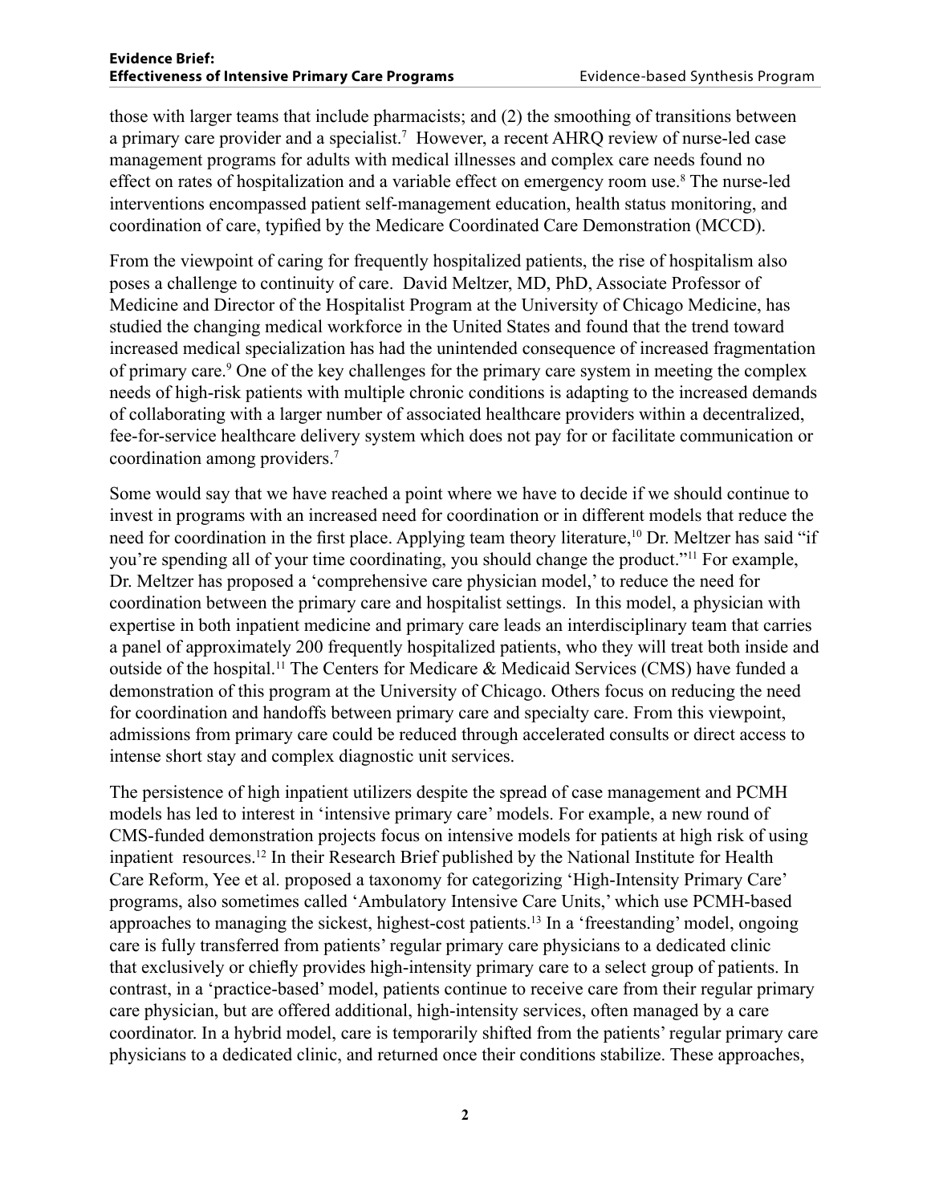those with larger teams that include pharmacists; and (2) the smoothing of transitions between a primary care provider and a specialist.[7] However, a recent AHRQ review of nurse-led case management programs for adults with medical illnesses and complex care needs found no effect on rates of hospitalization and a variable effect on emergency room use.[8] The nurse-led interventions encompassed patient self-management education, health status monitoring, and coordination of care, typified by the Medicare Coordinated Care Demonstration (MCCD).

From the viewpoint of caring for frequently hospitalized patients, the rise of hospitalism also poses a challenge to continuity of care. David Meltzer, MD, PhD, Associate Professor of Medicine and Director of the Hospitalist Program at the University of Chicago Medicine, has studied the changing medical workforce in the United States and found that the trend toward increased medical specialization has had the unintended consequence of increased fragmentation of primary care.[9] One of the key challenges for the primary care system in meeting the complex needs of high-risk patients with multiple chronic conditions is adapting to the increased demands of collaborating with a larger number of associated healthcare providers within a decentralized, fee-for-service healthcare delivery system which does not pay for or facilitate communication or coordination among providers.[7]

Some would say that we have reached a point where we have to decide if we should continue to invest in programs with an increased need for coordination or in different models that reduce the need for coordination in the first place. Applying team theory literature,[10] Dr. Meltzer has said "if you're spending all of your time coordinating, you should change the product."[11] For example, Dr. Meltzer has proposed a 'comprehensive care physician model,' to reduce the need for coordination between the primary care and hospitalist settings. In this model, a physician with expertise in both inpatient medicine and primary care leads an interdisciplinary team that carries a panel of approximately 200 frequently hospitalized patients, who they will treat both inside and outside of the hospital.[11] The Centers for Medicare & Medicaid Services (CMS) have funded a demonstration of this program at the University of Chicago. Others focus on reducing the need for coordination and handoffs between primary care and specialty care. From this viewpoint, admissions from primary care could be reduced through accelerated consults or direct access to intense short stay and complex diagnostic unit services.

The persistence of high inpatient utilizers despite the spread of case management and PCMH models has led to interest in 'intensive primary care' models. For example, a new round of CMS-funded demonstration projects focus on intensive models for patients at high risk of using inpatient resources.[12] In their Research Brief published by the National Institute for Health Care Reform, Yee et al. proposed a taxonomy for categorizing 'High-Intensity Primary Care' programs, also sometimes called 'Ambulatory Intensive Care Units,' which use PCMH-based approaches to managing the sickest, highest-cost patients.[13] In a 'freestanding' model, ongoing care is fully transferred from patients' regular primary care physicians to a dedicated clinic that exclusively or chiefly provides high-intensity primary care to a select group of patients. In contrast, in a 'practice-based' model, patients continue to receive care from their regular primary care physician, but are offered additional, high-intensity services, often managed by a care coordinator. In a hybrid model, care is temporarily shifted from the patients' regular primary care physicians to a dedicated clinic, and returned once their conditions stabilize. These approaches,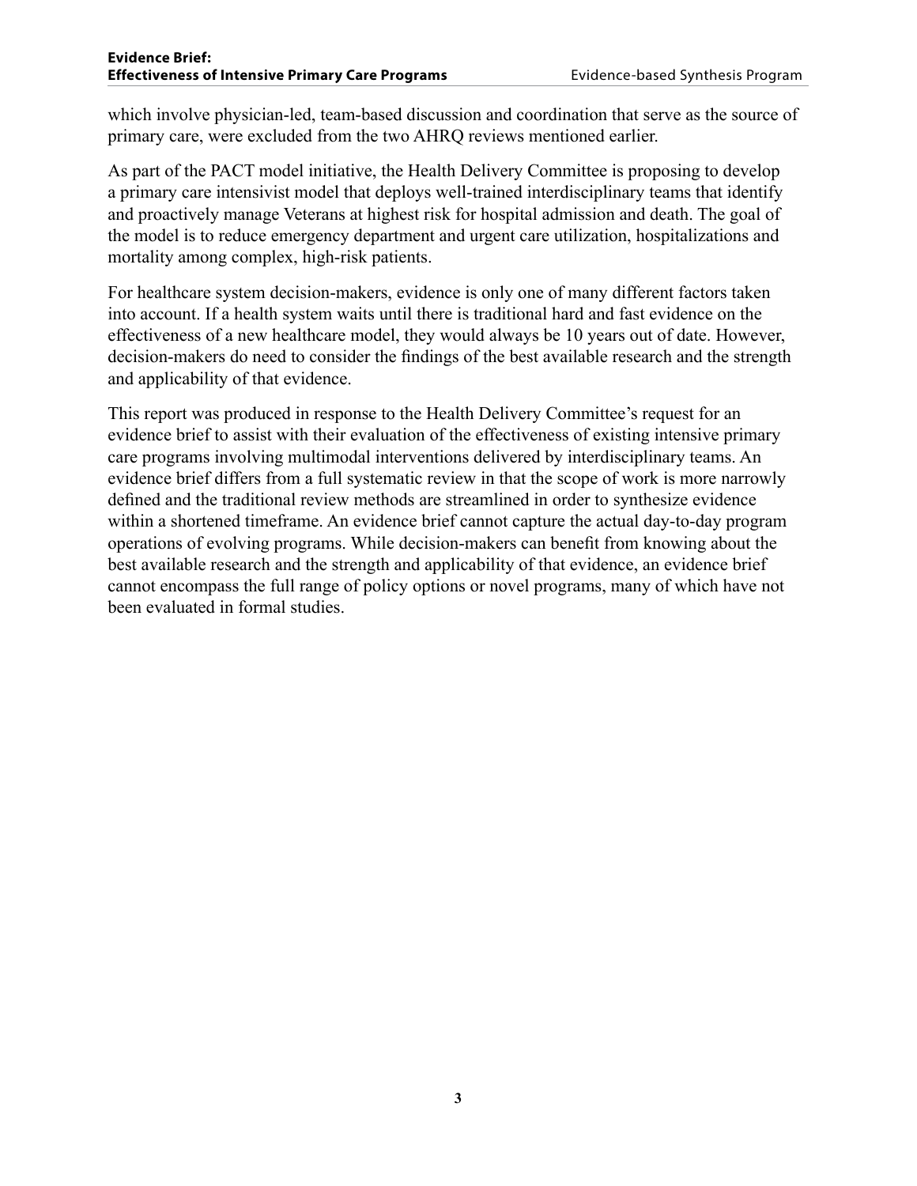which involve physician-led, team-based discussion and coordination that serve as the source of primary care, were excluded from the two AHRQ reviews mentioned earlier.

As part of the PACT model initiative, the Health Delivery Committee is proposing to develop a primary care intensivist model that deploys well-trained interdisciplinary teams that identify and proactively manage Veterans at highest risk for hospital admission and death. The goal of the model is to reduce emergency department and urgent care utilization, hospitalizations and mortality among complex, high-risk patients.

For healthcare system decision-makers, evidence is only one of many different factors taken into account. If a health system waits until there is traditional hard and fast evidence on the effectiveness of a new healthcare model, they would always be 10 years out of date. However, decision-makers do need to consider the findings of the best available research and the strength and applicability of that evidence.

This report was produced in response to the Health Delivery Committee's request for an evidence brief to assist with their evaluation of the effectiveness of existing intensive primary care programs involving multimodal interventions delivered by interdisciplinary teams. An evidence brief differs from a full systematic review in that the scope of work is more narrowly defined and the traditional review methods are streamlined in order to synthesize evidence within a shortened timeframe. An evidence brief cannot capture the actual day-to-day program operations of evolving programs. While decision-makers can benefit from knowing about the best available research and the strength and applicability of that evidence, an evidence brief cannot encompass the full range of policy options or novel programs, many of which have not been evaluated in formal studies.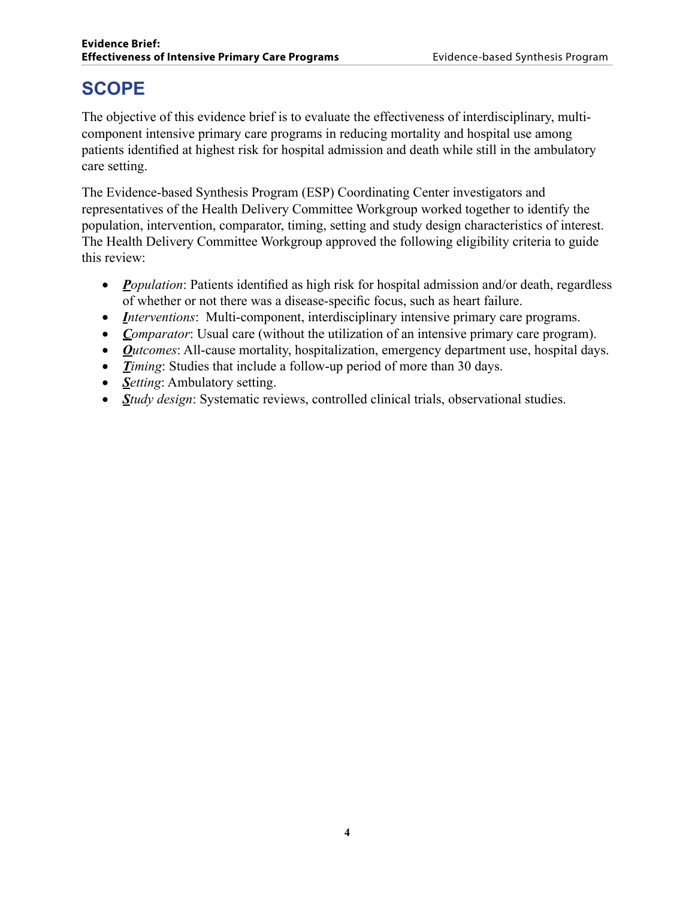## SCOPE

The objective of this evidence brief is to evaluate the effectiveness of interdisciplinary, multi-component intensive primary care programs in reducing mortality and hospital use among patients identified at highest risk for hospital admission and death while still in the ambulatory care setting.

The Evidence-based Synthesis Program (ESP) Coordinating Center investigators and representatives of the Health Delivery Committee Workgroup worked together to identify the population, intervention, comparator, timing, setting and study design characteristics of interest. The Health Delivery Committee Workgroup approved the following eligibility criteria to guide this review:

- ***P****opulation*: Patients identified as high risk for hospital admission and/or death, regardless of whether or not there was a disease-specific focus, such as heart failure.
- ***I****nterventions*: Multi-component, interdisciplinary intensive primary care programs.
- ***C****omparator*: Usual care (without the utilization of an intensive primary care program).
- ***O****utcomes*: All-cause mortality, hospitalization, emergency department use, hospital days.
- ***T****iming*: Studies that include a follow-up period of more than 30 days.
- ***S****etting*: Ambulatory setting.
- ***S****tudy design*: Systematic reviews, controlled clinical trials, observational studies.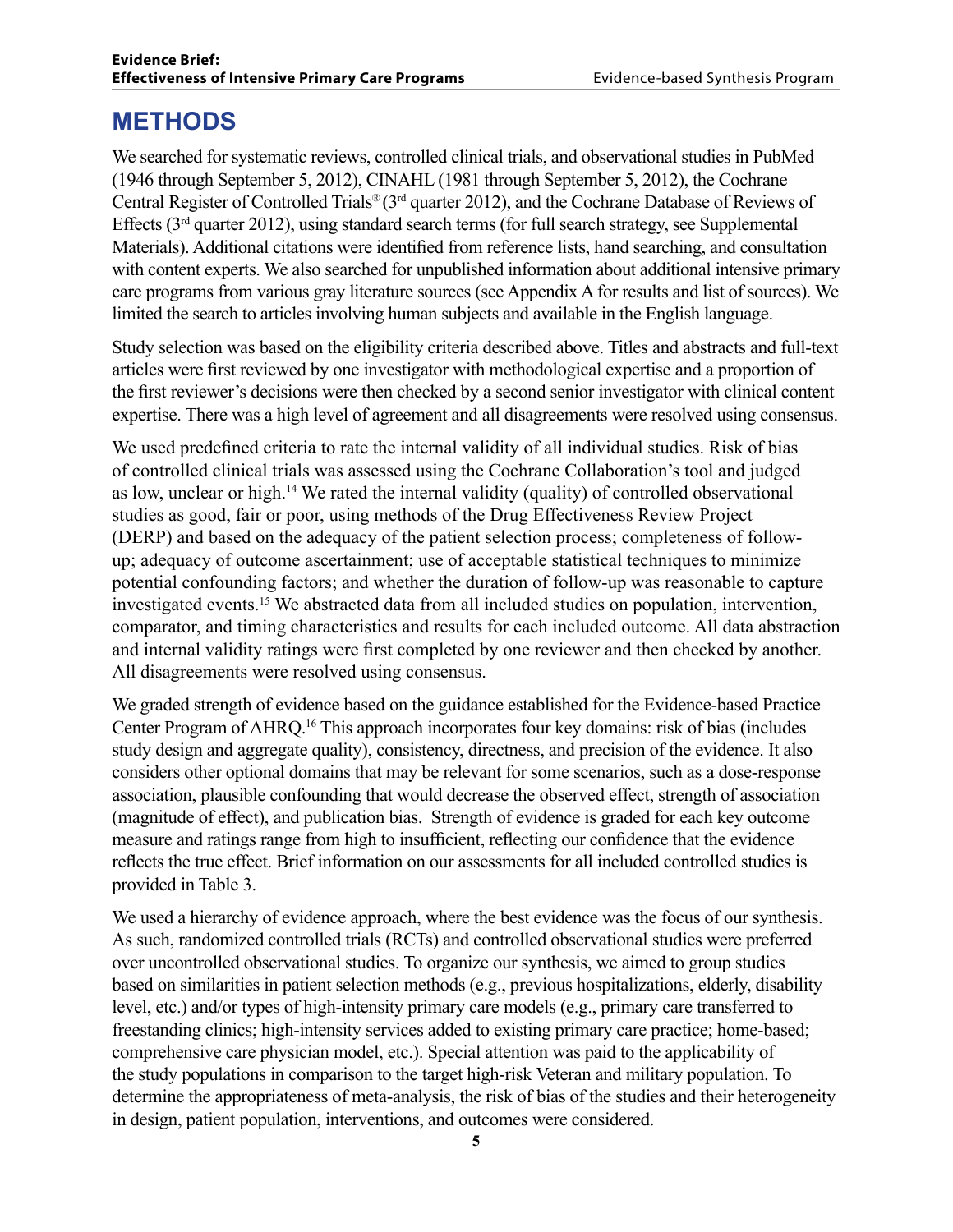# METHODS

We searched for systematic reviews, controlled clinical trials, and observational studies in PubMed (1946 through September 5, 2012), CINAHL (1981 through September 5, 2012), the Cochrane Central Register of Controlled Trials® (3rd quarter 2012), and the Cochrane Database of Reviews of Effects (3rd quarter 2012), using standard search terms (for full search strategy, see Supplemental Materials). Additional citations were identified from reference lists, hand searching, and consultation with content experts. We also searched for unpublished information about additional intensive primary care programs from various gray literature sources (see Appendix A for results and list of sources). We limited the search to articles involving human subjects and available in the English language.

Study selection was based on the eligibility criteria described above. Titles and abstracts and full-text articles were first reviewed by one investigator with methodological expertise and a proportion of the first reviewer's decisions were then checked by a second senior investigator with clinical content expertise. There was a high level of agreement and all disagreements were resolved using consensus.

We used predefined criteria to rate the internal validity of all individual studies. Risk of bias of controlled clinical trials was assessed using the Cochrane Collaboration's tool and judged as low, unclear or high.[14] We rated the internal validity (quality) of controlled observational studies as good, fair or poor, using methods of the Drug Effectiveness Review Project (DERP) and based on the adequacy of the patient selection process; completeness of follow-up; adequacy of outcome ascertainment; use of acceptable statistical techniques to minimize potential confounding factors; and whether the duration of follow-up was reasonable to capture investigated events.[15] We abstracted data from all included studies on population, intervention, comparator, and timing characteristics and results for each included outcome. All data abstraction and internal validity ratings were first completed by one reviewer and then checked by another. All disagreements were resolved using consensus.

We graded strength of evidence based on the guidance established for the Evidence-based Practice Center Program of AHRQ.[16] This approach incorporates four key domains: risk of bias (includes study design and aggregate quality), consistency, directness, and precision of the evidence. It also considers other optional domains that may be relevant for some scenarios, such as a dose-response association, plausible confounding that would decrease the observed effect, strength of association (magnitude of effect), and publication bias. Strength of evidence is graded for each key outcome measure and ratings range from high to insufficient, reflecting our confidence that the evidence reflects the true effect. Brief information on our assessments for all included controlled studies is provided in Table 3.

We used a hierarchy of evidence approach, where the best evidence was the focus of our synthesis. As such, randomized controlled trials (RCTs) and controlled observational studies were preferred over uncontrolled observational studies. To organize our synthesis, we aimed to group studies based on similarities in patient selection methods (e.g., previous hospitalizations, elderly, disability level, etc.) and/or types of high-intensity primary care models (e.g., primary care transferred to freestanding clinics; high-intensity services added to existing primary care practice; home-based; comprehensive care physician model, etc.). Special attention was paid to the applicability of the study populations in comparison to the target high-risk Veteran and military population. To determine the appropriateness of meta-analysis, the risk of bias of the studies and their heterogeneity in design, patient population, interventions, and outcomes were considered.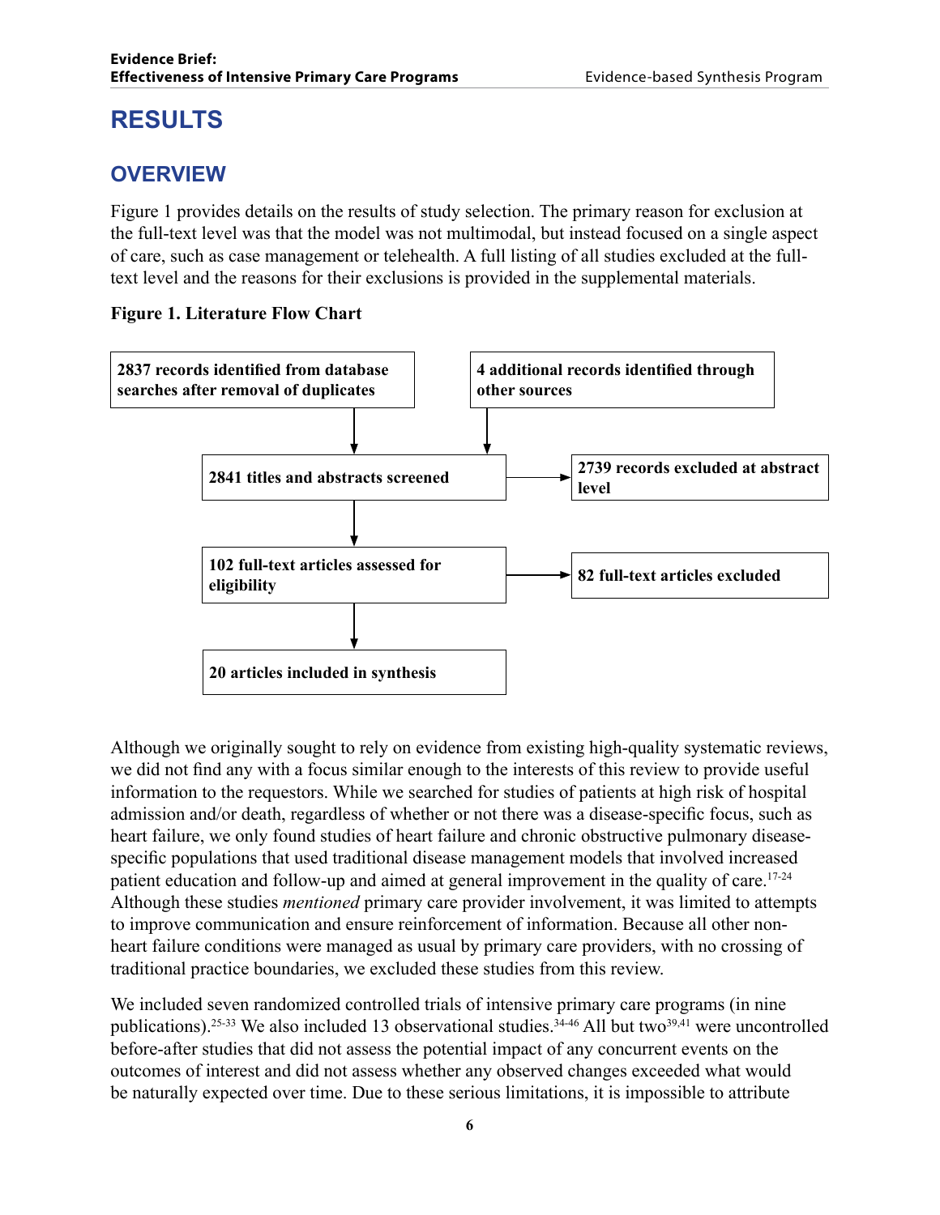# RESULTS

## OVERVIEW

Figure 1 provides details on the results of study selection. The primary reason for exclusion at the full-text level was that the model was not multimodal, but instead focused on a single aspect of care, such as case management or telehealth. A full listing of all studies excluded at the full-text level and the reasons for their exclusions is provided in the supplemental materials.

**Figure 1. Literature Flow Chart**

**2837 records identified from database searches after removal of duplicates**

**4 additional records identified through other sources**

**2841 titles and abstracts screened** → **2739 records excluded at abstract level**

**102 full-text articles assessed for eligibility** → **82 full-text articles excluded**

**20 articles included in synthesis**

Although we originally sought to rely on evidence from existing high-quality systematic reviews, we did not find any with a focus similar enough to the interests of this review to provide useful information to the requestors. While we searched for studies of patients at high risk of hospital admission and/or death, regardless of whether or not there was a disease-specific focus, such as heart failure, we only found studies of heart failure and chronic obstructive pulmonary disease-specific populations that used traditional disease management models that involved increased patient education and follow-up and aimed at general improvement in the quality of care.[17-24] Although these studies *mentioned* primary care provider involvement, it was limited to attempts to improve communication and ensure reinforcement of information. Because all other non-heart failure conditions were managed as usual by primary care providers, with no crossing of traditional practice boundaries, we excluded these studies from this review.

We included seven randomized controlled trials of intensive primary care programs (in nine publications).[25-33] We also included 13 observational studies.[34-46] All but two[39,41] were uncontrolled before-after studies that did not assess the potential impact of any concurrent events on the outcomes of interest and did not assess whether any observed changes exceeded what would be naturally expected over time. Due to these serious limitations, it is impossible to attribute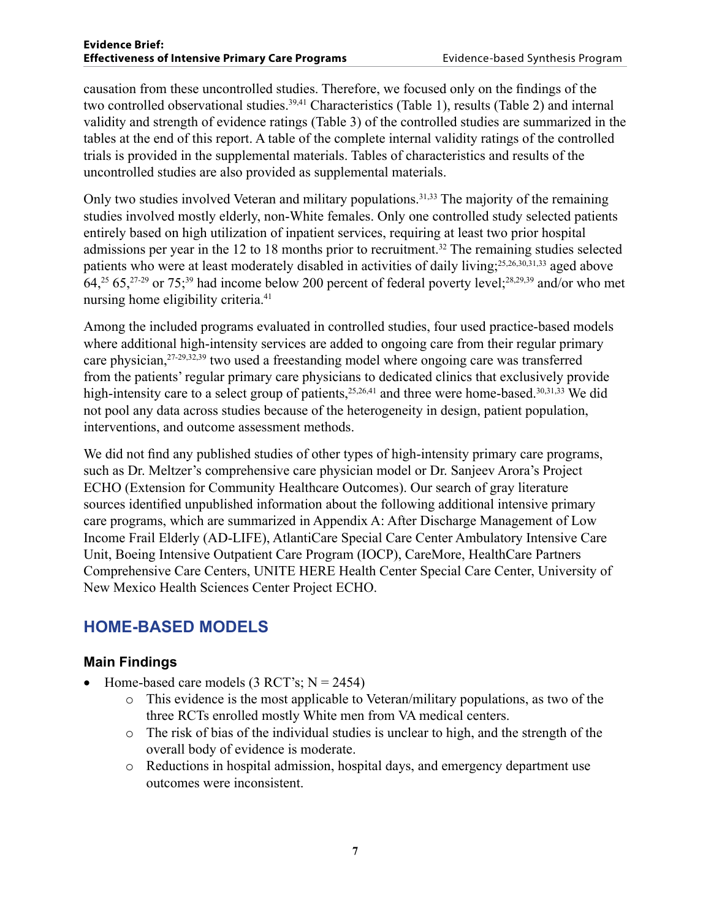causation from these uncontrolled studies. Therefore, we focused only on the findings of the two controlled observational studies.[39,41] Characteristics (Table 1), results (Table 2) and internal validity and strength of evidence ratings (Table 3) of the controlled studies are summarized in the tables at the end of this report. A table of the complete internal validity ratings of the controlled trials is provided in the supplemental materials. Tables of characteristics and results of the uncontrolled studies are also provided as supplemental materials.

Only two studies involved Veteran and military populations.[31,33] The majority of the remaining studies involved mostly elderly, non-White females. Only one controlled study selected patients entirely based on high utilization of inpatient services, requiring at least two prior hospital admissions per year in the 12 to 18 months prior to recruitment.[32] The remaining studies selected patients who were at least moderately disabled in activities of daily living;[25,26,30,31,33] aged above 64,[25] 65,[27-29] or 75;[39] had income below 200 percent of federal poverty level;[28,29,39] and/or who met nursing home eligibility criteria.[41]

Among the included programs evaluated in controlled studies, four used practice-based models where additional high-intensity services are added to ongoing care from their regular primary care physician,[27-29,32,39] two used a freestanding model where ongoing care was transferred from the patients' regular primary care physicians to dedicated clinics that exclusively provide high-intensity care to a select group of patients,[25,26,41] and three were home-based.[30,31,33] We did not pool any data across studies because of the heterogeneity in design, patient population, interventions, and outcome assessment methods.

We did not find any published studies of other types of high-intensity primary care programs, such as Dr. Meltzer's comprehensive care physician model or Dr. Sanjeev Arora's Project ECHO (Extension for Community Healthcare Outcomes). Our search of gray literature sources identified unpublished information about the following additional intensive primary care programs, which are summarized in Appendix A: After Discharge Management of Low Income Frail Elderly (AD-LIFE), AtlantiCare Special Care Center Ambulatory Intensive Care Unit, Boeing Intensive Outpatient Care Program (IOCP), CareMore, HealthCare Partners Comprehensive Care Centers, UNITE HERE Health Center Special Care Center, University of New Mexico Health Sciences Center Project ECHO.

## HOME-BASED MODELS

### Main Findings

- Home-based care models (3 RCT's; N = 2454)
  - This evidence is the most applicable to Veteran/military populations, as two of the three RCTs enrolled mostly White men from VA medical centers.
  - The risk of bias of the individual studies is unclear to high, and the strength of the overall body of evidence is moderate.
  - Reductions in hospital admission, hospital days, and emergency department use outcomes were inconsistent.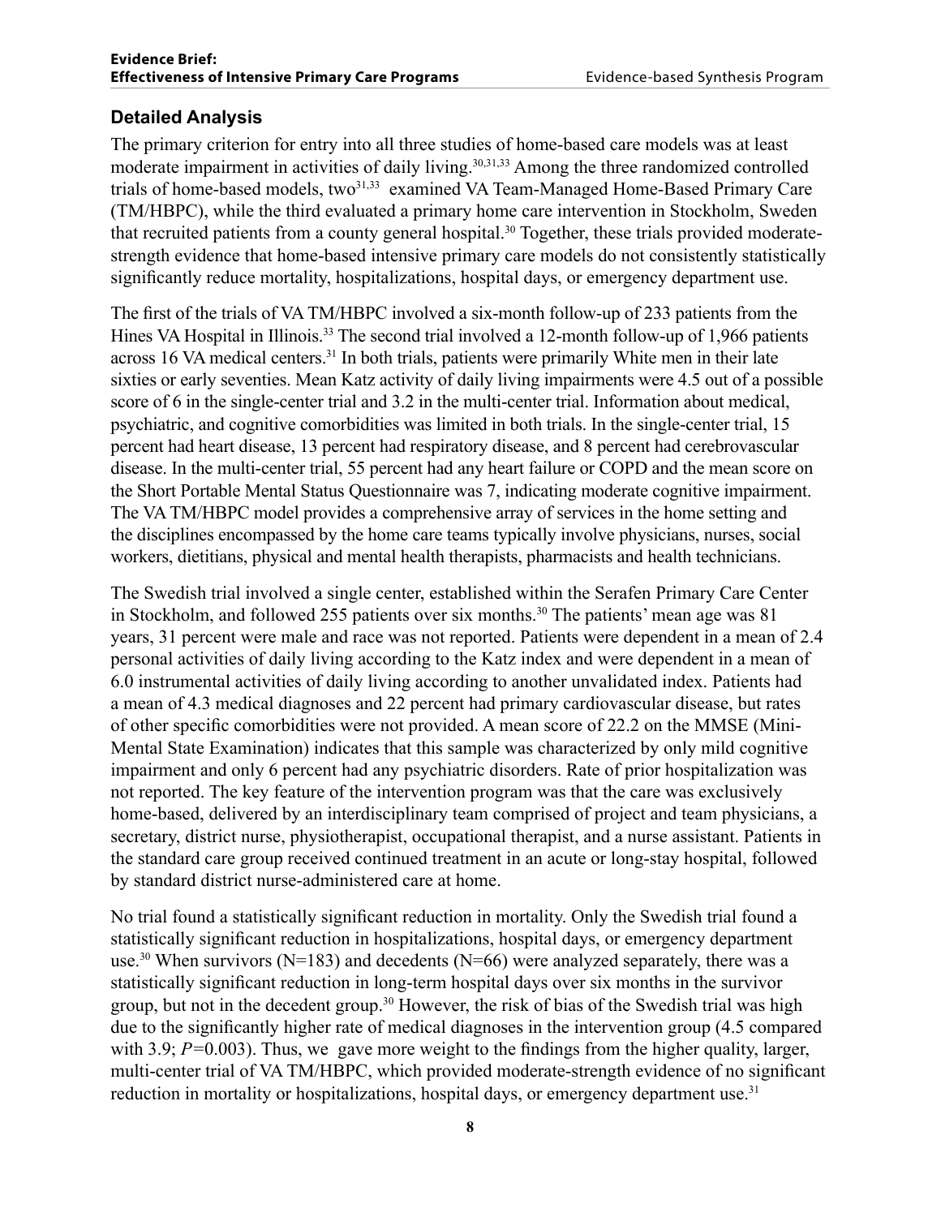## Detailed Analysis

The primary criterion for entry into all three studies of home-based care models was at least moderate impairment in activities of daily living.[30,31,33] Among the three randomized controlled trials of home-based models, two[31,33] examined VA Team-Managed Home-Based Primary Care (TM/HBPC), while the third evaluated a primary home care intervention in Stockholm, Sweden that recruited patients from a county general hospital.[30] Together, these trials provided moderate-strength evidence that home-based intensive primary care models do not consistently statistically significantly reduce mortality, hospitalizations, hospital days, or emergency department use.

The first of the trials of VA TM/HBPC involved a six-month follow-up of 233 patients from the Hines VA Hospital in Illinois.[33] The second trial involved a 12-month follow-up of 1,966 patients across 16 VA medical centers.[31] In both trials, patients were primarily White men in their late sixties or early seventies. Mean Katz activity of daily living impairments were 4.5 out of a possible score of 6 in the single-center trial and 3.2 in the multi-center trial. Information about medical, psychiatric, and cognitive comorbidities was limited in both trials. In the single-center trial, 15 percent had heart disease, 13 percent had respiratory disease, and 8 percent had cerebrovascular disease. In the multi-center trial, 55 percent had any heart failure or COPD and the mean score on the Short Portable Mental Status Questionnaire was 7, indicating moderate cognitive impairment. The VA TM/HBPC model provides a comprehensive array of services in the home setting and the disciplines encompassed by the home care teams typically involve physicians, nurses, social workers, dietitians, physical and mental health therapists, pharmacists and health technicians.

The Swedish trial involved a single center, established within the Serafen Primary Care Center in Stockholm, and followed 255 patients over six months.[30] The patients' mean age was 81 years, 31 percent were male and race was not reported. Patients were dependent in a mean of 2.4 personal activities of daily living according to the Katz index and were dependent in a mean of 6.0 instrumental activities of daily living according to another unvalidated index. Patients had a mean of 4.3 medical diagnoses and 22 percent had primary cardiovascular disease, but rates of other specific comorbidities were not provided. A mean score of 22.2 on the MMSE (Mini-Mental State Examination) indicates that this sample was characterized by only mild cognitive impairment and only 6 percent had any psychiatric disorders. Rate of prior hospitalization was not reported. The key feature of the intervention program was that the care was exclusively home-based, delivered by an interdisciplinary team comprised of project and team physicians, a secretary, district nurse, physiotherapist, occupational therapist, and a nurse assistant. Patients in the standard care group received continued treatment in an acute or long-stay hospital, followed by standard district nurse-administered care at home.

No trial found a statistically significant reduction in mortality. Only the Swedish trial found a statistically significant reduction in hospitalizations, hospital days, or emergency department use.[30] When survivors (N=183) and decedents (N=66) were analyzed separately, there was a statistically significant reduction in long-term hospital days over six months in the survivor group, but not in the decedent group.[30] However, the risk of bias of the Swedish trial was high due to the significantly higher rate of medical diagnoses in the intervention group (4.5 compared with 3.9; $P$=0.003). Thus, we gave more weight to the findings from the higher quality, larger, multi-center trial of VA TM/HBPC, which provided moderate-strength evidence of no significant reduction in mortality or hospitalizations, hospital days, or emergency department use.[31]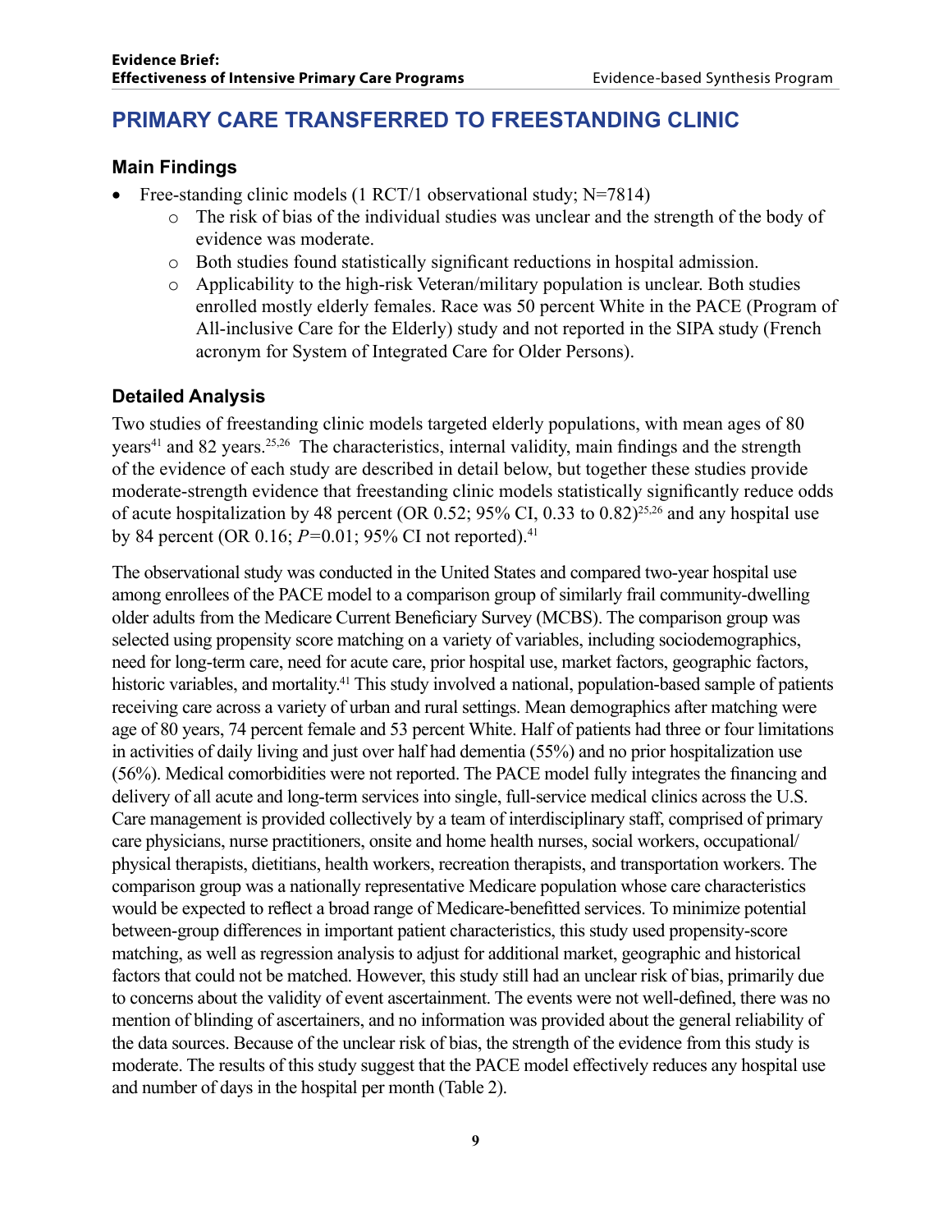## PRIMARY CARE TRANSFERRED TO FREESTANDING CLINIC

### Main Findings

- Free-standing clinic models (1 RCT/1 observational study; N=7814)
    - The risk of bias of the individual studies was unclear and the strength of the body of evidence was moderate.
    - Both studies found statistically significant reductions in hospital admission.
    - Applicability to the high-risk Veteran/military population is unclear. Both studies enrolled mostly elderly females. Race was 50 percent White in the PACE (Program of All-inclusive Care for the Elderly) study and not reported in the SIPA study (French acronym for System of Integrated Care for Older Persons).

### Detailed Analysis

Two studies of freestanding clinic models targeted elderly populations, with mean ages of 80 years[41] and 82 years.[25,26] The characteristics, internal validity, main findings and the strength of the evidence of each study are described in detail below, but together these studies provide moderate-strength evidence that freestanding clinic models statistically significantly reduce odds of acute hospitalization by 48 percent (OR 0.52; 95% CI, 0.33 to 0.82)[25,26] and any hospital use by 84 percent (OR 0.16; *P*=0.01; 95% CI not reported).[41]

The observational study was conducted in the United States and compared two-year hospital use among enrollees of the PACE model to a comparison group of similarly frail community-dwelling older adults from the Medicare Current Beneficiary Survey (MCBS). The comparison group was selected using propensity score matching on a variety of variables, including sociodemographics, need for long-term care, need for acute care, prior hospital use, market factors, geographic factors, historic variables, and mortality.[41] This study involved a national, population-based sample of patients receiving care across a variety of urban and rural settings. Mean demographics after matching were age of 80 years, 74 percent female and 53 percent White. Half of patients had three or four limitations in activities of daily living and just over half had dementia (55%) and no prior hospitalization use (56%). Medical comorbidities were not reported. The PACE model fully integrates the financing and delivery of all acute and long-term services into single, full-service medical clinics across the U.S. Care management is provided collectively by a team of interdisciplinary staff, comprised of primary care physicians, nurse practitioners, onsite and home health nurses, social workers, occupational/physical therapists, dietitians, health workers, recreation therapists, and transportation workers. The comparison group was a nationally representative Medicare population whose care characteristics would be expected to reflect a broad range of Medicare-benefitted services. To minimize potential between-group differences in important patient characteristics, this study used propensity-score matching, as well as regression analysis to adjust for additional market, geographic and historical factors that could not be matched. However, this study still had an unclear risk of bias, primarily due to concerns about the validity of event ascertainment. The events were not well-defined, there was no mention of blinding of ascertainers, and no information was provided about the general reliability of the data sources. Because of the unclear risk of bias, the strength of the evidence from this study is moderate. The results of this study suggest that the PACE model effectively reduces any hospital use and number of days in the hospital per month (Table 2).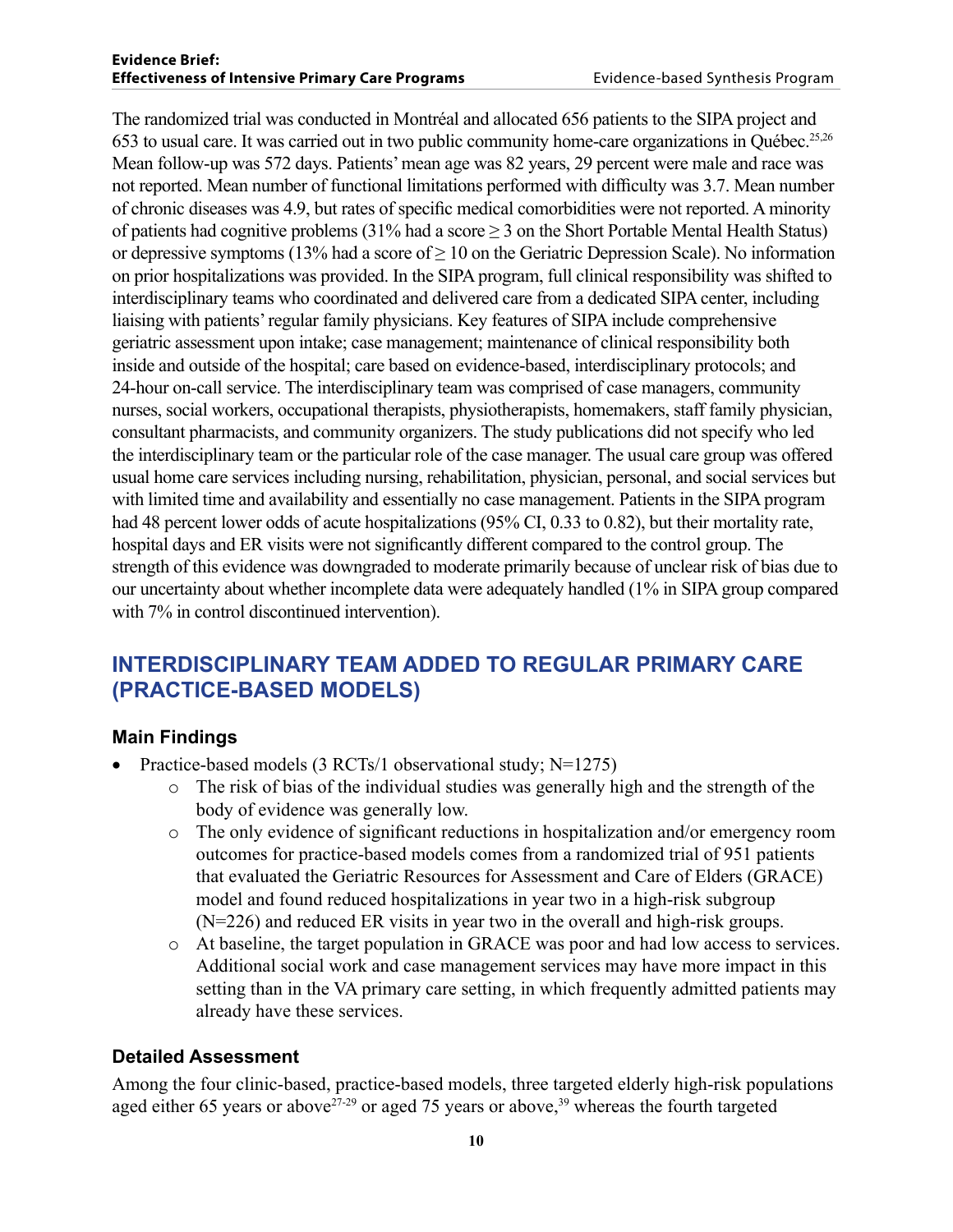The randomized trial was conducted in Montréal and allocated 656 patients to the SIPA project and 653 to usual care. It was carried out in two public community home-care organizations in Québec.[25,26] Mean follow-up was 572 days. Patients' mean age was 82 years, 29 percent were male and race was not reported. Mean number of functional limitations performed with difficulty was 3.7. Mean number of chronic diseases was 4.9, but rates of specific medical comorbidities were not reported. A minority of patients had cognitive problems (31% had a score ≥ 3 on the Short Portable Mental Health Status) or depressive symptoms (13% had a score of ≥ 10 on the Geriatric Depression Scale). No information on prior hospitalizations was provided. In the SIPA program, full clinical responsibility was shifted to interdisciplinary teams who coordinated and delivered care from a dedicated SIPA center, including liaising with patients' regular family physicians. Key features of SIPA include comprehensive geriatric assessment upon intake; case management; maintenance of clinical responsibility both inside and outside of the hospital; care based on evidence-based, interdisciplinary protocols; and 24-hour on-call service. The interdisciplinary team was comprised of case managers, community nurses, social workers, occupational therapists, physiotherapists, homemakers, staff family physician, consultant pharmacists, and community organizers. The study publications did not specify who led the interdisciplinary team or the particular role of the case manager. The usual care group was offered usual home care services including nursing, rehabilitation, physician, personal, and social services but with limited time and availability and essentially no case management. Patients in the SIPA program had 48 percent lower odds of acute hospitalizations (95% CI, 0.33 to 0.82), but their mortality rate, hospital days and ER visits were not significantly different compared to the control group. The strength of this evidence was downgraded to moderate primarily because of unclear risk of bias due to our uncertainty about whether incomplete data were adequately handled (1% in SIPA group compared with 7% in control discontinued intervention).

## INTERDISCIPLINARY TEAM ADDED TO REGULAR PRIMARY CARE (PRACTICE-BASED MODELS)

### Main Findings

- Practice-based models (3 RCTs/1 observational study; N=1275)
  - The risk of bias of the individual studies was generally high and the strength of the body of evidence was generally low.
  - The only evidence of significant reductions in hospitalization and/or emergency room outcomes for practice-based models comes from a randomized trial of 951 patients that evaluated the Geriatric Resources for Assessment and Care of Elders (GRACE) model and found reduced hospitalizations in year two in a high-risk subgroup (N=226) and reduced ER visits in year two in the overall and high-risk groups.
  - At baseline, the target population in GRACE was poor and had low access to services. Additional social work and case management services may have more impact in this setting than in the VA primary care setting, in which frequently admitted patients may already have these services.

### Detailed Assessment

Among the four clinic-based, practice-based models, three targeted elderly high-risk populations aged either 65 years or above[27-29] or aged 75 years or above,[39] whereas the fourth targeted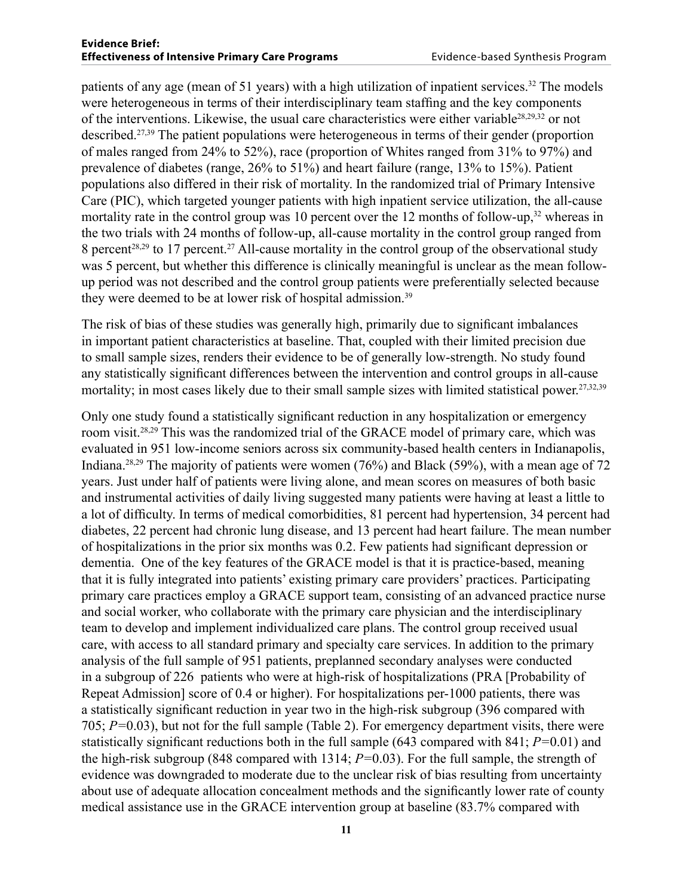patients of any age (mean of 51 years) with a high utilization of inpatient services.[32] The models were heterogeneous in terms of their interdisciplinary team staffing and the key components of the interventions. Likewise, the usual care characteristics were either variable[28,29,32] or not described.[27,39] The patient populations were heterogeneous in terms of their gender (proportion of males ranged from 24% to 52%), race (proportion of Whites ranged from 31% to 97%) and prevalence of diabetes (range, 26% to 51%) and heart failure (range, 13% to 15%). Patient populations also differed in their risk of mortality. In the randomized trial of Primary Intensive Care (PIC), which targeted younger patients with high inpatient service utilization, the all-cause mortality rate in the control group was 10 percent over the 12 months of follow-up,[32] whereas in the two trials with 24 months of follow-up, all-cause mortality in the control group ranged from 8 percent[28,29] to 17 percent.[27] All-cause mortality in the control group of the observational study was 5 percent, but whether this difference is clinically meaningful is unclear as the mean follow-up period was not described and the control group patients were preferentially selected because they were deemed to be at lower risk of hospital admission.[39]

The risk of bias of these studies was generally high, primarily due to significant imbalances in important patient characteristics at baseline. That, coupled with their limited precision due to small sample sizes, renders their evidence to be of generally low-strength. No study found any statistically significant differences between the intervention and control groups in all-cause mortality; in most cases likely due to their small sample sizes with limited statistical power.[27,32,39]

Only one study found a statistically significant reduction in any hospitalization or emergency room visit.[28,29] This was the randomized trial of the GRACE model of primary care, which was evaluated in 951 low-income seniors across six community-based health centers in Indianapolis, Indiana.[28,29] The majority of patients were women (76%) and Black (59%), with a mean age of 72 years. Just under half of patients were living alone, and mean scores on measures of both basic and instrumental activities of daily living suggested many patients were having at least a little to a lot of difficulty. In terms of medical comorbidities, 81 percent had hypertension, 34 percent had diabetes, 22 percent had chronic lung disease, and 13 percent had heart failure. The mean number of hospitalizations in the prior six months was 0.2. Few patients had significant depression or dementia. One of the key features of the GRACE model is that it is practice-based, meaning that it is fully integrated into patients' existing primary care providers' practices. Participating primary care practices employ a GRACE support team, consisting of an advanced practice nurse and social worker, who collaborate with the primary care physician and the interdisciplinary team to develop and implement individualized care plans. The control group received usual care, with access to all standard primary and specialty care services. In addition to the primary analysis of the full sample of 951 patients, preplanned secondary analyses were conducted in a subgroup of 226 patients who were at high-risk of hospitalizations (PRA [Probability of Repeat Admission] score of 0.4 or higher). For hospitalizations per-1000 patients, there was a statistically significant reduction in year two in the high-risk subgroup (396 compared with 705; $P$=0.03), but not for the full sample (Table 2). For emergency department visits, there were statistically significant reductions both in the full sample (643 compared with 841; $P$=0.01) and the high-risk subgroup (848 compared with 1314; $P$=0.03). For the full sample, the strength of evidence was downgraded to moderate due to the unclear risk of bias resulting from uncertainty about use of adequate allocation concealment methods and the significantly lower rate of county medical assistance use in the GRACE intervention group at baseline (83.7% compared with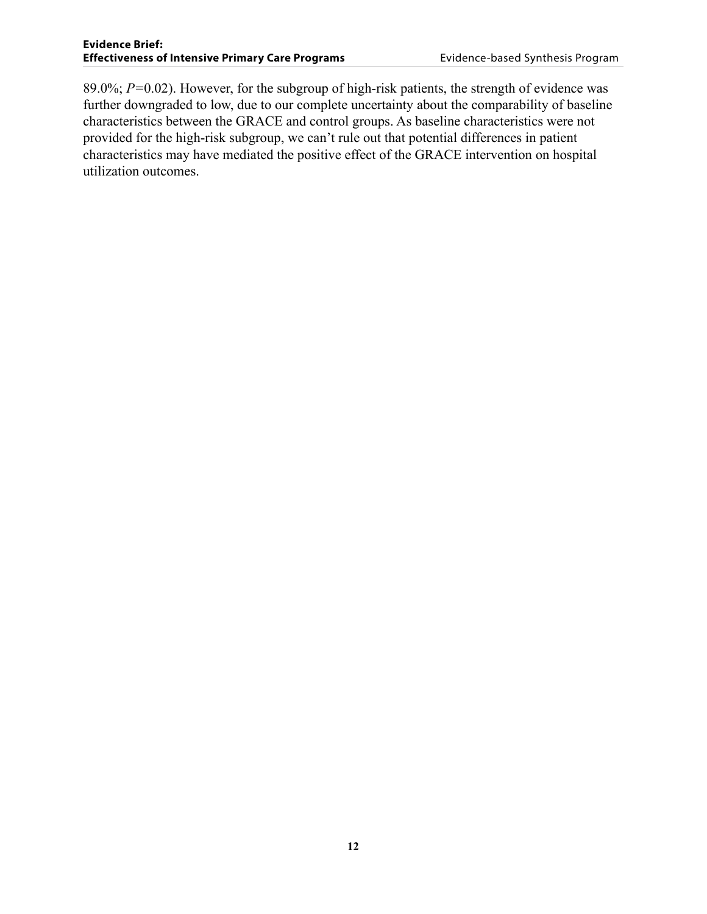89.0%; $P$=0.02). However, for the subgroup of high-risk patients, the strength of evidence was further downgraded to low, due to our complete uncertainty about the comparability of baseline characteristics between the GRACE and control groups. As baseline characteristics were not provided for the high-risk subgroup, we can't rule out that potential differences in patient characteristics may have mediated the positive effect of the GRACE intervention on hospital utilization outcomes.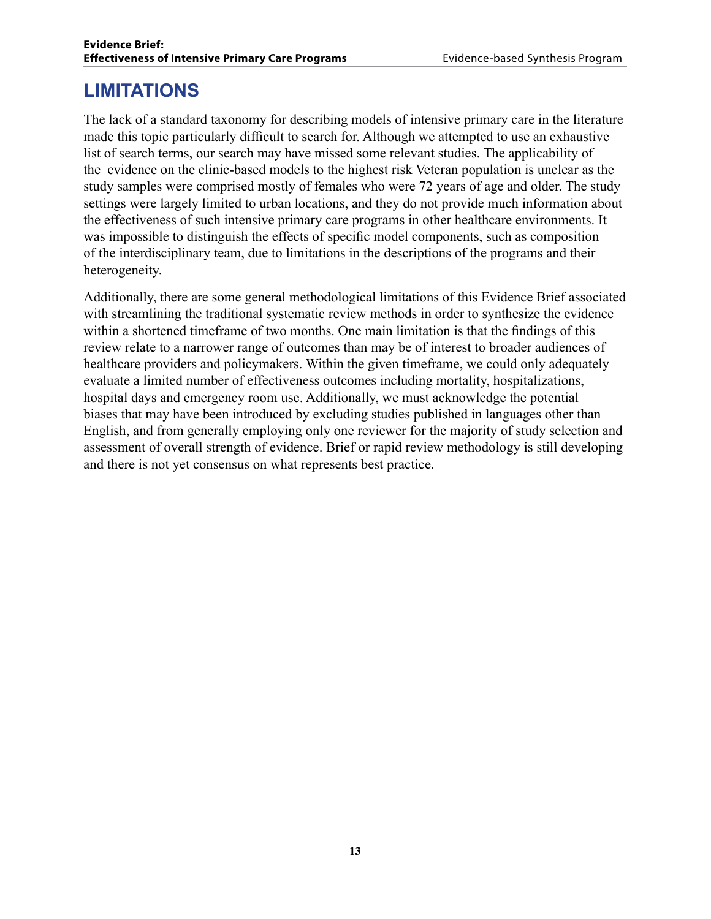## LIMITATIONS

The lack of a standard taxonomy for describing models of intensive primary care in the literature made this topic particularly difficult to search for. Although we attempted to use an exhaustive list of search terms, our search may have missed some relevant studies. The applicability of the evidence on the clinic-based models to the highest risk Veteran population is unclear as the study samples were comprised mostly of females who were 72 years of age and older. The study settings were largely limited to urban locations, and they do not provide much information about the effectiveness of such intensive primary care programs in other healthcare environments. It was impossible to distinguish the effects of specific model components, such as composition of the interdisciplinary team, due to limitations in the descriptions of the programs and their heterogeneity.

Additionally, there are some general methodological limitations of this Evidence Brief associated with streamlining the traditional systematic review methods in order to synthesize the evidence within a shortened timeframe of two months. One main limitation is that the findings of this review relate to a narrower range of outcomes than may be of interest to broader audiences of healthcare providers and policymakers. Within the given timeframe, we could only adequately evaluate a limited number of effectiveness outcomes including mortality, hospitalizations, hospital days and emergency room use. Additionally, we must acknowledge the potential biases that may have been introduced by excluding studies published in languages other than English, and from generally employing only one reviewer for the majority of study selection and assessment of overall strength of evidence. Brief or rapid review methodology is still developing and there is not yet consensus on what represents best practice.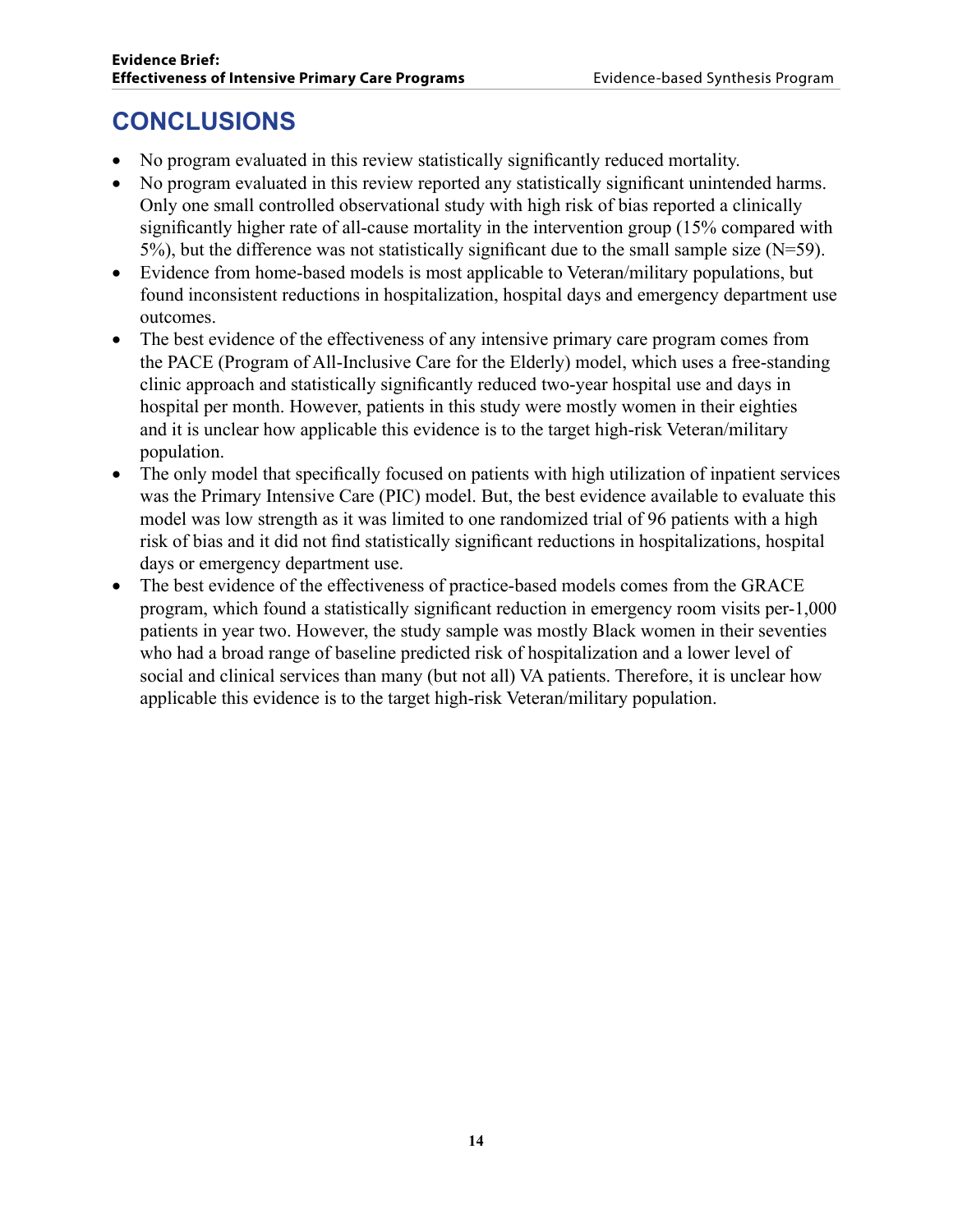# CONCLUSIONS

- No program evaluated in this review statistically significantly reduced mortality.
- No program evaluated in this review reported any statistically significant unintended harms. Only one small controlled observational study with high risk of bias reported a clinically significantly higher rate of all-cause mortality in the intervention group (15% compared with 5%), but the difference was not statistically significant due to the small sample size (N=59).
- Evidence from home-based models is most applicable to Veteran/military populations, but found inconsistent reductions in hospitalization, hospital days and emergency department use outcomes.
- The best evidence of the effectiveness of any intensive primary care program comes from the PACE (Program of All-Inclusive Care for the Elderly) model, which uses a free-standing clinic approach and statistically significantly reduced two-year hospital use and days in hospital per month. However, patients in this study were mostly women in their eighties and it is unclear how applicable this evidence is to the target high-risk Veteran/military population.
- The only model that specifically focused on patients with high utilization of inpatient services was the Primary Intensive Care (PIC) model. But, the best evidence available to evaluate this model was low strength as it was limited to one randomized trial of 96 patients with a high risk of bias and it did not find statistically significant reductions in hospitalizations, hospital days or emergency department use.
- The best evidence of the effectiveness of practice-based models comes from the GRACE program, which found a statistically significant reduction in emergency room visits per-1,000 patients in year two. However, the study sample was mostly Black women in their seventies who had a broad range of baseline predicted risk of hospitalization and a lower level of social and clinical services than many (but not all) VA patients. Therefore, it is unclear how applicable this evidence is to the target high-risk Veteran/military population.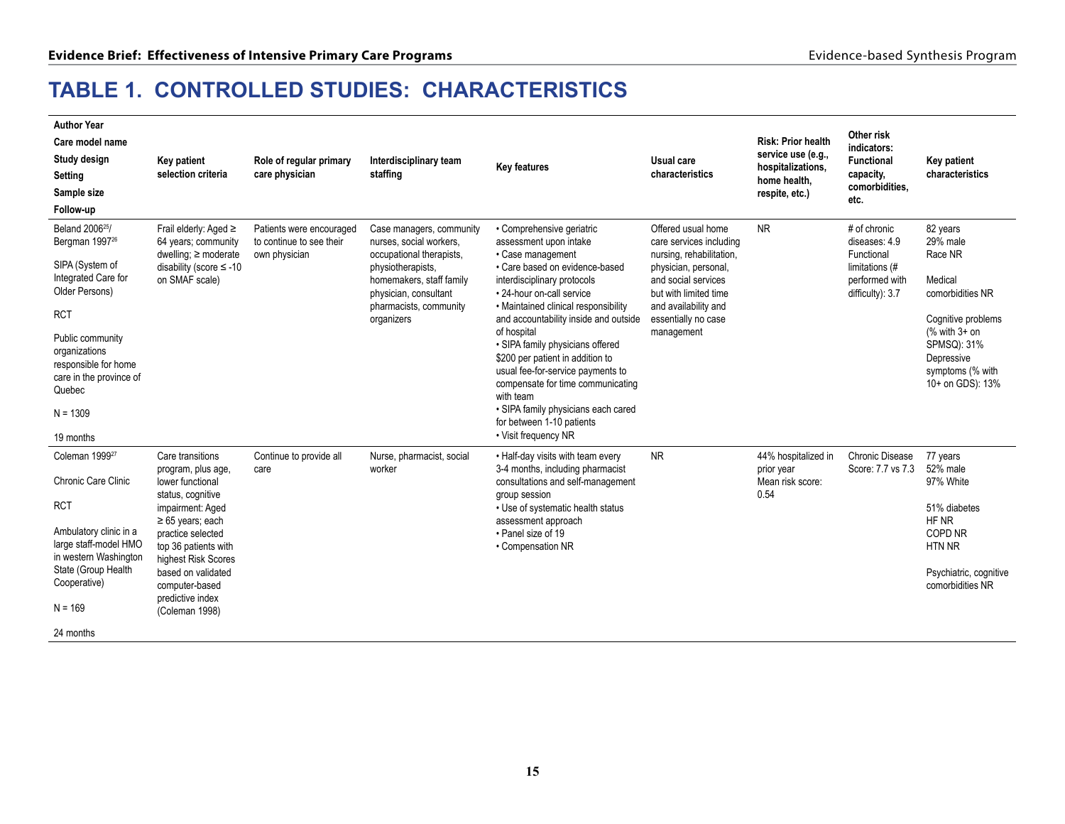# TABLE 1. CONTROLLED STUDIES: CHARACTERISTICS

| Author Year<br>Care model name<br>Study design<br>Setting<br>Sample size<br>Follow-up | Key patient selection criteria | Role of regular primary care physician | Interdisciplinary team staffing | Key features | Usual care characteristics | Risk: Prior health service use (e.g., hospitalizations, home health, respite, etc.) | Other risk indicators: Functional capacity, comorbidities, etc. | Key patient characteristics |
|---|---|---|---|---|---|---|---|---|
| Beland 2006[25]/ Bergman 1997[26]<br><br>SIPA (System of Integrated Care for Older Persons)<br><br>RCT<br><br>Public community organizations responsible for home care in the province of Quebec<br><br>N = 1309<br><br>19 months | Frail elderly: Aged ≥ 64 years; community dwelling; ≥ moderate disability (score ≤ -10 on SMAF scale) | Patients were encouraged to continue to see their own physician | Case managers, community nurses, social workers, occupational therapists, physiotherapists, homemakers, staff family physician, consultant pharmacists, community organizers | • Comprehensive geriatric assessment upon intake<br>• Case management<br>• Care based on evidence-based interdisciplinary protocols<br>• 24-hour on-call service<br>• Maintained clinical responsibility and accountability inside and outside of hospital<br>• SIPA family physicians offered $200 per patient in addition to usual fee-for-service payments to compensate for time communicating with team<br>• SIPA family physicians each cared for between 1-10 patients<br>• Visit frequency NR | Offered usual home care services including nursing, rehabilitation, physician, personal, and social services but with limited time and availability and essentially no case management | NR | # of chronic diseases: 4.9<br>Functional limitations (# performed with difficulty): 3.7 | 82 years<br>29% male<br>Race NR<br><br>Medical comorbidities NR<br><br>Cognitive problems (% with 3+ on SPMSQ): 31%<br>Depressive symptoms (% with 10+ on GDS): 13% |
| Coleman 1999[27]<br><br>Chronic Care Clinic<br><br>RCT<br><br>Ambulatory clinic in a large staff-model HMO in western Washington State (Group Health Cooperative)<br><br>N = 169<br><br>24 months | Care transitions program, plus age, lower functional status, cognitive impairment: Aged ≥ 65 years; each practice selected top 36 patients with highest Risk Scores based on validated computer-based predictive index (Coleman 1998) | Continue to provide all care | Nurse, pharmacist, social worker | • Half-day visits with team every 3-4 months, including pharmacist consultations and self-management group session<br>• Use of systematic health status assessment approach<br>• Panel size of 19<br>• Compensation NR | NR | 44% hospitalized in prior year<br>Mean risk score: 0.54 | Chronic Disease Score: 7.7 vs 7.3 | 77 years<br>52% male<br>97% White<br><br>51% diabetes<br>HF NR<br>COPD NR<br>HTN NR<br><br>Psychiatric, cognitive comorbidities NR |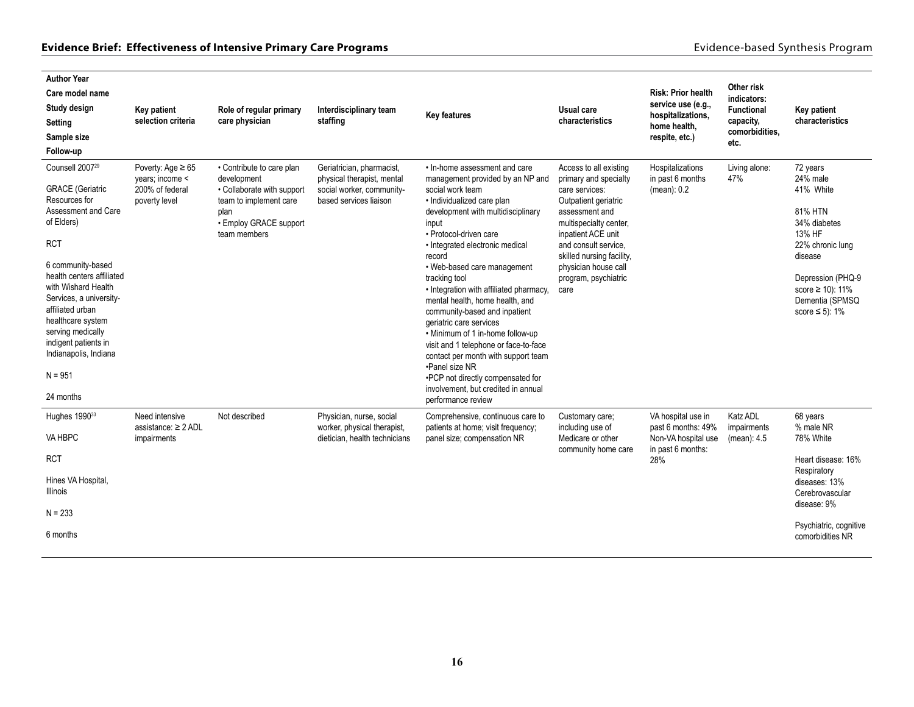| Author Year<br>Care model name<br>Study design<br>Setting<br>Sample size<br>Follow-up | Key patient selection criteria | Role of regular primary care physician | Interdisciplinary team staffing | Key features | Usual care characteristics | Risk: Prior health service use (e.g., hospitalizations, home health, respite, etc.) | Other risk indicators: Functional capacity, comorbidities, etc. | Key patient characteristics |
|---|---|---|---|---|---|---|---|---|
| Counsell 2007[29]<br><br>GRACE (Geriatric Resources for Assessment and Care of Elders)<br><br>RCT<br><br>6 community-based health centers affiliated with Wishard Health Services, a university-affiliated urban healthcare system serving medically indigent patients in Indianapolis, Indiana<br><br>N = 951<br><br>24 months | Poverty: Age ≥ 65 years; income < 200% of federal poverty level | • Contribute to care plan development<br>• Collaborate with support team to implement care plan<br>• Employ GRACE support team members | Geriatrician, pharmacist, physical therapist, mental social worker, community-based services liaison | • In-home assessment and care management provided by an NP and social work team<br>• Individualized care plan development with multidisciplinary input<br>• Protocol-driven care<br>• Integrated electronic medical record<br>• Web-based care management tracking tool<br>• Integration with affiliated pharmacy, mental health, home health, and community-based and inpatient geriatric care services<br>• Minimum of 1 in-home follow-up visit and 1 telephone or face-to-face contact per month with support team<br>•Panel size NR<br>•PCP not directly compensated for involvement, but credited in annual performance review | Access to all existing primary and specialty care services: Outpatient geriatric assessment and multispecialty center, inpatient ACE unit and consult service, skilled nursing facility, physician house call program, psychiatric care | Hospitalizations in past 6 months (mean): 0.2 | Living alone: 47% | 72 years<br>24% male<br>41% White<br><br>81% HTN<br>34% diabetes<br>13% HF<br>22% chronic lung disease<br><br>Depression (PHQ-9 score ≥ 10): 11%<br>Dementia (SPMSQ score ≤ 5): 1% |
| Hughes 1990[33]<br><br>VA HBPC<br><br>RCT<br><br>Hines VA Hospital, Illinois<br><br>N = 233<br><br>6 months | Need intensive assistance: ≥ 2 ADL impairments | Not described | Physician, nurse, social worker, physical therapist, dietician, health technicians | Comprehensive, continuous care to patients at home; visit frequency; panel size; compensation NR | Customary care; including use of Medicare or other community home care | VA hospital use in past 6 months: 49%<br>Non-VA hospital use in past 6 months: 28% | Katz ADL impairments (mean): 4.5 | 68 years<br>% male NR<br>78% White<br><br>Heart disease: 16%<br>Respiratory diseases: 13%<br>Cerebrovascular disease: 9%<br><br>Psychiatric, cognitive comorbidities NR |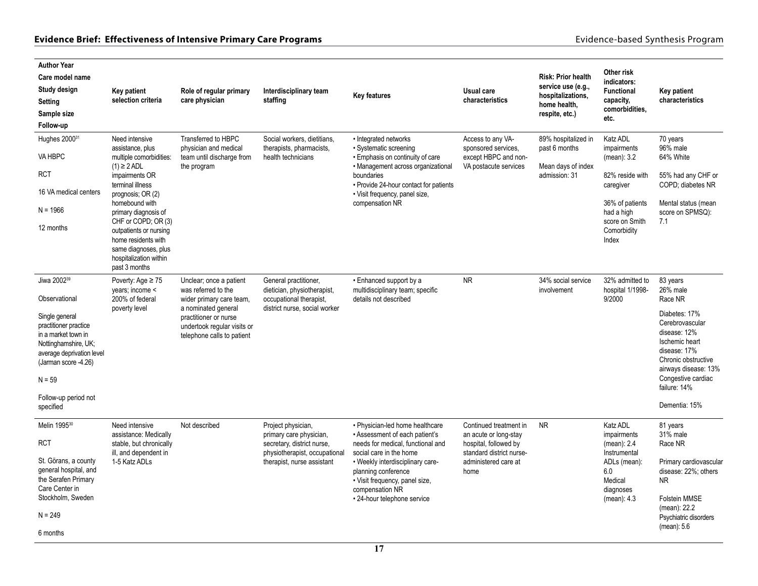| Author Year<br>Care model name<br>Study design<br>Setting<br>Sample size<br>Follow-up | Key patient selection criteria | Role of regular primary care physician | Interdisciplinary team staffing | Key features | Usual care characteristics | Risk: Prior health service use (e.g., hospitalizations, home health, respite, etc.) | Other risk indicators: Functional capacity, comorbidities, etc. | Key patient characteristics |
|---|---|---|---|---|---|---|---|---|
| Hughes 2000[31]<br><br>VA HBPC<br><br>RCT<br><br>16 VA medical centers<br><br>N = 1966<br><br>12 months | Need intensive assistance, plus multiple comorbidities: (1) ≥ 2 ADL impairments OR terminal illness prognosis; OR (2) homebound with primary diagnosis of CHF or COPD; OR (3) outpatients or nursing home residents with same diagnoses, plus hospitalization within past 3 months | Transferred to HBPC physician and medical team until discharge from the program | Social workers, dietitians, therapists, pharmacists, health technicians | • Integrated networks<br>• Systematic screening<br>• Emphasis on continuity of care<br>• Management across organizational boundaries<br>• Provide 24-hour contact for patients<br>• Visit frequency, panel size, compensation NR | Access to any VA-sponsored services, except HBPC and non-VA postacute services | 89% hospitalized in past 6 months<br><br>Mean days of index admission: 31 | Katz ADL impairments (mean): 3.2<br><br>82% reside with caregiver<br><br>36% of patients had a high score on Smith Comorbidity Index | 70 years<br>96% male<br>64% White<br><br>55% had any CHF or COPD; diabetes NR<br><br>Mental status (mean score on SPMSQ): 7.1 |
| Jiwa 2002[39]<br><br>Observational<br><br>Single general practitioner practice in a market town in Nottinghamshire, UK; average deprivation level (Jarman score -4.26)<br><br>N = 59<br><br>Follow-up period not specified | Poverty: Age ≥ 75 years; income < 200% of federal poverty level | Unclear; once a patient was referred to the wider primary care team, a nominated general practitioner or nurse undertook regular visits or telephone calls to patient | General practitioner, dietician, physiotherapist, occupational therapist, district nurse, social worker | • Enhanced support by a multidisciplinary team; specific details not described | NR | 34% social service involvement | 32% admitted to hospital 1/1998-9/2000 | 83 years<br>26% male<br>Race NR<br><br>Diabetes: 17%<br>Cerebrovascular disease: 12%<br>Ischemic heart disease: 17%<br>Chronic obstructive airways disease: 13%<br>Congestive cardiac failure: 14%<br><br>Dementia: 15% |
| Melin 1995[30]<br><br>RCT<br><br>St. Görans, a county general hospital, and the Serafen Primary Care Center in Stockholm, Sweden<br><br>N = 249<br><br>6 months | Need intensive assistance: Medically stable, but chronically ill, and dependent in 1-5 Katz ADLs | Not described | Project physician, primary care physician, secretary, district nurse, physiotherapist, occupational therapist, nurse assistant | • Physician-led home healthcare<br>• Assessment of each patient's needs for medical, functional and social care in the home<br>• Weekly interdisciplinary care-planning conference<br>• Visit frequency, panel size, compensation NR<br>• 24-hour telephone service | Continued treatment in an acute or long-stay hospital, followed by standard district nurse-administered care at home | NR | Katz ADL impairments (mean): 2.4<br>Instrumental ADLs (mean): 6.0<br>Medical diagnoses (mean): 4.3 | 81 years<br>31% male<br>Race NR<br><br>Primary cardiovascular disease: 22%; others NR<br><br>Folstein MMSE (mean): 22.2<br>Psychiatric disorders (mean): 5.6 |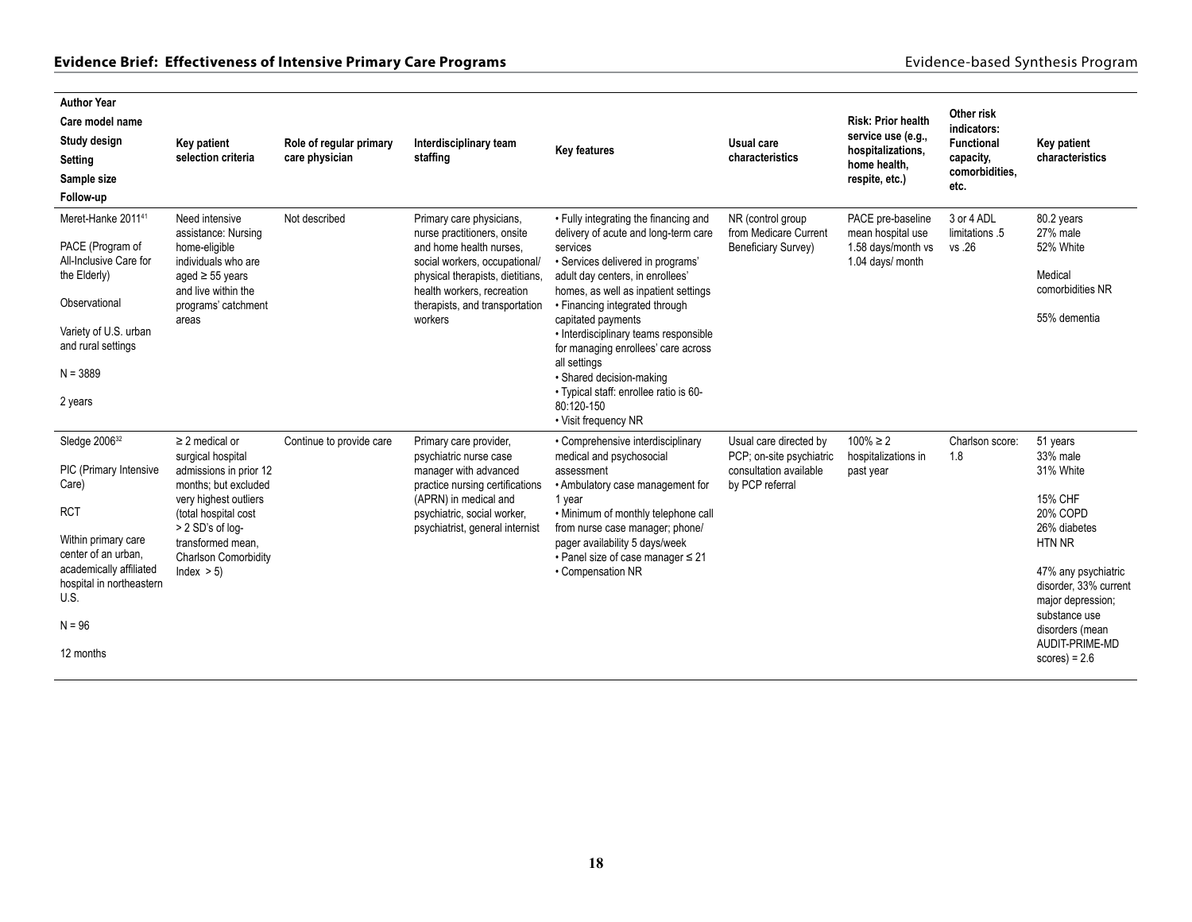| Author Year<br>Care model name<br>Study design<br>Setting<br>Sample size<br>Follow-up | Key patient selection criteria | Role of regular primary care physician | Interdisciplinary team staffing | Key features | Usual care characteristics | Risk: Prior health service use (e.g., hospitalizations, home health, respite, etc.) | Other risk indicators: Functional capacity, comorbidities, etc. | Key patient characteristics |
|---|---|---|---|---|---|---|---|---|
| Meret-Hanke 2011[41]<br><br>PACE (Program of All-Inclusive Care for the Elderly)<br><br>Observational<br><br>Variety of U.S. urban and rural settings<br><br>N = 3889<br><br>2 years | Need intensive assistance: Nursing home-eligible individuals who are aged ≥ 55 years and live within the programs' catchment areas | Not described | Primary care physicians, nurse practitioners, onsite and home health nurses, social workers, occupational/ physical therapists, dietitians, health workers, recreation therapists, and transportation workers | • Fully integrating the financing and delivery of acute and long-term care services<br>• Services delivered in programs' adult day centers, in enrollees' homes, as well as inpatient settings<br>• Financing integrated through capitated payments<br>• Interdisciplinary teams responsible for managing enrollees' care across all settings<br>• Shared decision-making<br>• Typical staff: enrollee ratio is 60-80:120-150<br>• Visit frequency NR | NR (control group from Medicare Current Beneficiary Survey) | PACE pre-baseline mean hospital use 1.58 days/month vs 1.04 days/ month | 3 or 4 ADL limitations .5 vs .26 | 80.2 years<br>27% male<br>52% White<br><br>Medical comorbidities NR<br><br>55% dementia |
| Sledge 2006[32]<br><br>PIC (Primary Intensive Care)<br><br>RCT<br><br>Within primary care center of an urban, academically affiliated hospital in northeastern U.S.<br><br>N = 96<br><br>12 months | ≥ 2 medical or surgical hospital admissions in prior 12 months; but excluded very highest outliers (total hospital cost > 2 SD's of log-transformed mean, Charlson Comorbidity Index > 5) | Continue to provide care | Primary care provider, psychiatric nurse case manager with advanced practice nursing certifications (APRN) in medical and psychiatric, social worker, psychiatrist, general internist | • Comprehensive interdisciplinary medical and psychosocial assessment<br>• Ambulatory case management for 1 year<br>• Minimum of monthly telephone call from nurse case manager; phone/ pager availability 5 days/week<br>• Panel size of case manager ≤ 21<br>• Compensation NR | Usual care directed by PCP; on-site psychiatric consultation available by PCP referral | 100% ≥ 2 hospitalizations in past year | Charlson score: 1.8 | 51 years<br>33% male<br>31% White<br><br>15% CHF<br>20% COPD<br>26% diabetes<br>HTN NR<br><br>47% any psychiatric disorder, 33% current major depression; substance use disorders (mean AUDIT-PRIME-MD scores) = 2.6 |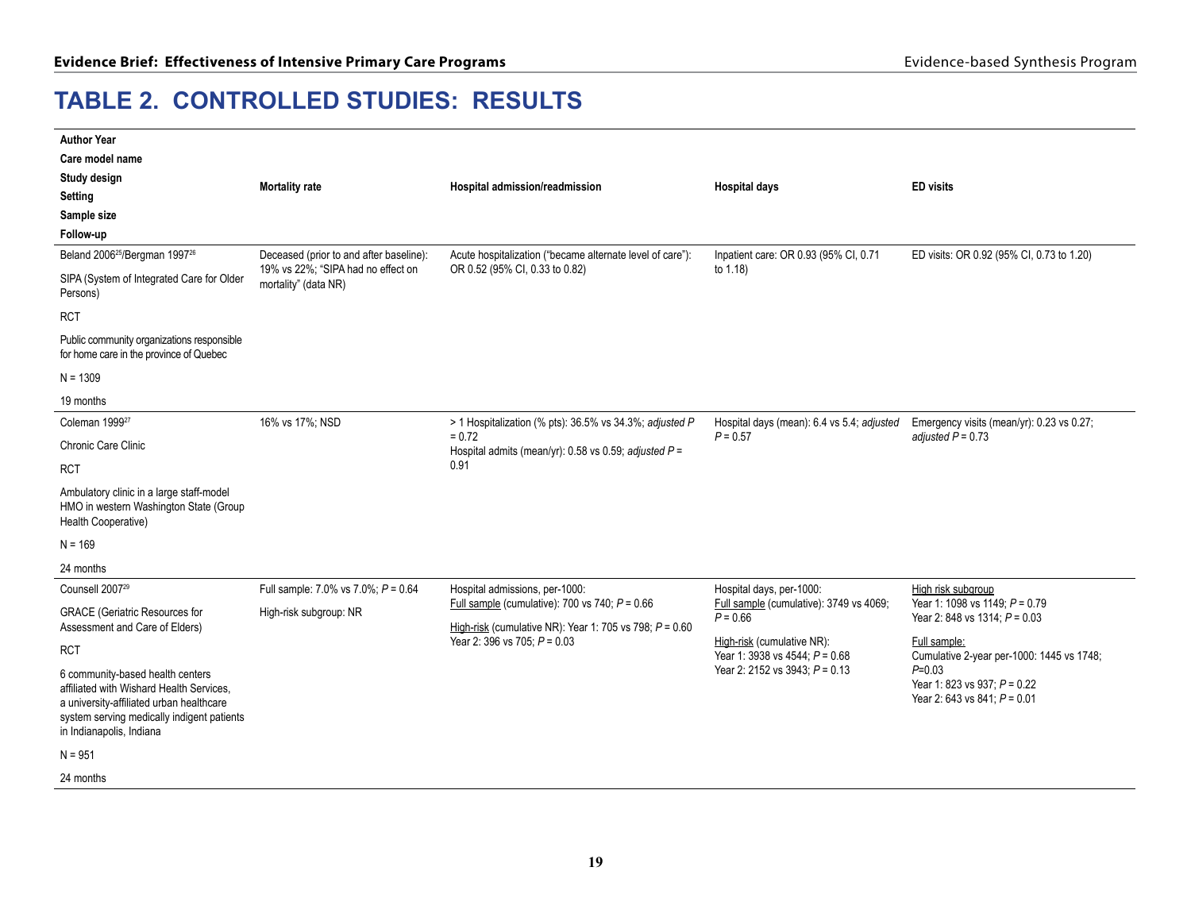# TABLE 2. CONTROLLED STUDIES: RESULTS

| Author Year<br>Care model name<br>Study design<br>Setting<br>Sample size<br>Follow-up | Mortality rate | Hospital admission/readmission | Hospital days | ED visits |
|---|---|---|---|---|
| Beland 2006[25]/Bergman 1997[26]<br>SIPA (System of Integrated Care for Older Persons)<br>RCT<br>Public community organizations responsible for home care in the province of Quebec<br>N = 1309<br>19 months | Deceased (prior to and after baseline): 19% vs 22%; "SIPA had no effect on mortality" (data NR) | Acute hospitalization ("became alternate level of care"): OR 0.52 (95% CI, 0.33 to 0.82) | Inpatient care: OR 0.93 (95% CI, 0.71 to 1.18) | ED visits: OR 0.92 (95% CI, 0.73 to 1.20) |
| Coleman 1999[27]<br>Chronic Care Clinic<br>RCT<br>Ambulatory clinic in a large staff-model HMO in western Washington State (Group Health Cooperative)<br>N = 169<br>24 months | 16% vs 17%; NSD | > 1 Hospitalization (% pts): 36.5% vs 34.3%; *adjusted P* = 0.72<br>Hospital admits (mean/yr): 0.58 vs 0.59; *adjusted P* = 0.91 | Hospital days (mean): 6.4 vs 5.4; *adjusted P* = 0.57 | Emergency visits (mean/yr): 0.23 vs 0.27; *adjusted P* = 0.73 |
| Counsell 2007[29]<br>GRACE (Geriatric Resources for Assessment and Care of Elders)<br>RCT<br>6 community-based health centers affiliated with Wishard Health Services, a university-affiliated urban healthcare system serving medically indigent patients in Indianapolis, Indiana<br>N = 951<br>24 months | Full sample: 7.0% vs 7.0%; *P* = 0.64<br>High-risk subgroup: NR | Hospital admissions, per-1000:<br>Full sample (cumulative): 700 vs 740; *P* = 0.66<br>High-risk (cumulative NR): Year 1: 705 vs 798; *P* = 0.60<br>Year 2: 396 vs 705; *P* = 0.03 | Hospital days, per-1000:<br>Full sample (cumulative): 3749 vs 4069; *P* = 0.66<br>High-risk (cumulative NR):<br>Year 1: 3938 vs 4544; *P* = 0.68<br>Year 2: 2152 vs 3943; *P* = 0.13 | High risk subgroup<br>Year 1: 1098 vs 1149; *P* = 0.79<br>Year 2: 848 vs 1314; *P* = 0.03<br>Full sample:<br>Cumulative 2-year per-1000: 1445 vs 1748; *P*=0.03<br>Year 1: 823 vs 937; *P* = 0.22<br>Year 2: 643 vs 841; *P* = 0.01 |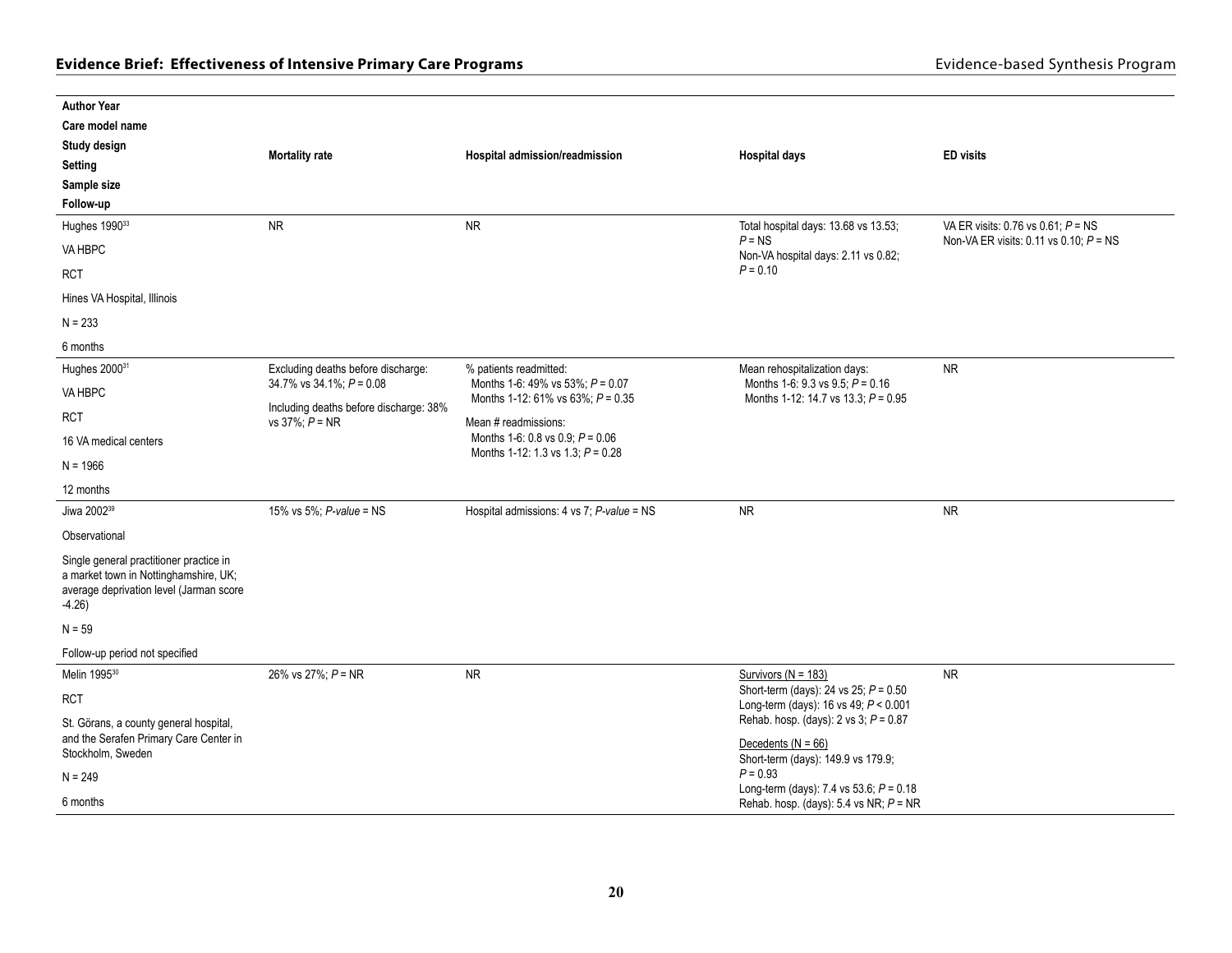| Author Year<br>Care model name<br>Study design<br>Setting<br>Sample size<br>Follow-up | Mortality rate | Hospital admission/readmission | Hospital days | ED visits |
|---|---|---|---|---|
| Hughes 1990[33]<br>VA HBPC<br>RCT<br>Hines VA Hospital, Illinois<br>N = 233<br>6 months | NR | NR | Total hospital days: 13.68 vs 13.53; *P* = NS<br>Non-VA hospital days: 2.11 vs 0.82; *P* = 0.10 | VA ER visits: 0.76 vs 0.61; *P* = NS<br>Non-VA ER visits: 0.11 vs 0.10; *P* = NS |
| Hughes 2000[31]<br>VA HBPC<br>RCT<br>16 VA medical centers<br>N = 1966<br>12 months | Excluding deaths before discharge: 34.7% vs 34.1%; *P* = 0.08<br>Including deaths before discharge: 38% vs 37%; *P* = NR | % patients readmitted:<br>Months 1-6: 49% vs 53%; *P* = 0.07<br>Months 1-12: 61% vs 63%; *P* = 0.35<br>Mean # readmissions:<br>Months 1-6: 0.8 vs 0.9; *P* = 0.06<br>Months 1-12: 1.3 vs 1.3; *P* = 0.28 | Mean rehospitalization days:<br>Months 1-6: 9.3 vs 9.5; *P* = 0.16<br>Months 1-12: 14.7 vs 13.3; *P* = 0.95 | NR |
| Jiwa 2002[39]<br>Observational<br>Single general practitioner practice in a market town in Nottinghamshire, UK; average deprivation level (Jarman score -4.26)<br>N = 59<br>Follow-up period not specified | 15% vs 5%; *P-value* = NS | Hospital admissions: 4 vs 7; *P-value* = NS | NR | NR |
| Melin 1995[30]<br>RCT<br>St. Görans, a county general hospital, and the Serafen Primary Care Center in Stockholm, Sweden<br>N = 249<br>6 months | 26% vs 27%; *P* = NR | NR | Survivors (N = 183)<br>Short-term (days): 24 vs 25; *P* = 0.50<br>Long-term (days): 16 vs 49; *P* < 0.001<br>Rehab. hosp. (days): 2 vs 3; *P* = 0.87<br>Decedents (N = 66)<br>Short-term (days): 149.9 vs 179.9; *P* = 0.93<br>Long-term (days): 7.4 vs 53.6; *P* = 0.18<br>Rehab. hosp. (days): 5.4 vs NR; *P* = NR | NR |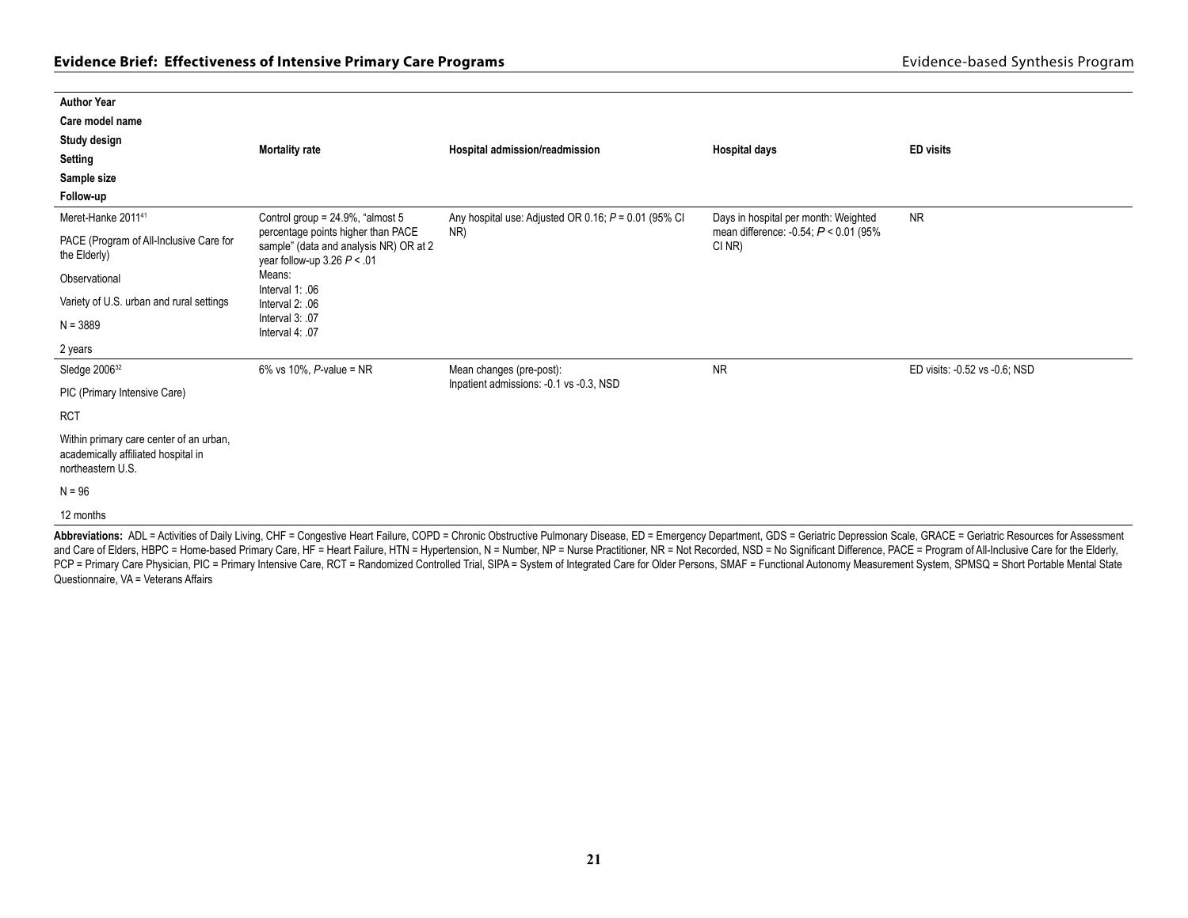| Author Year<br>Care model name<br>Study design<br>Setting<br>Sample size<br>Follow-up | Mortality rate | Hospital admission/readmission | Hospital days | ED visits |
|---|---|---|---|---|
| Meret-Hanke 2011[41]<br>PACE (Program of All-Inclusive Care for the Elderly)<br>Observational<br>Variety of U.S. urban and rural settings<br>N = 3889<br>2 years | Control group = 24.9%, "almost 5 percentage points higher than PACE sample" (data and analysis NR) OR at 2 year follow-up 3.26 $P < .01$<br>Means:<br>Interval 1: .06<br>Interval 2: .06<br>Interval 3: .07<br>Interval 4: .07 | Any hospital use: Adjusted OR 0.16; $P = 0.01$ (95% CI NR) | Days in hospital per month: Weighted mean difference: -0.54; $P < 0.01$ (95% CI NR) | NR |
| Sledge 2006[32]<br>PIC (Primary Intensive Care)<br>RCT<br>Within primary care center of an urban, academically affiliated hospital in northeastern U.S.<br>N = 96<br>12 months | 6% vs 10%, *P*-value = NR | Mean changes (pre-post):<br>Inpatient admissions: -0.1 vs -0.3, NSD | NR | ED visits: -0.52 vs -0.6; NSD |

**Abbreviations:** ADL = Activities of Daily Living, CHF = Congestive Heart Failure, COPD = Chronic Obstructive Pulmonary Disease, ED = Emergency Department, GDS = Geriatric Depression Scale, GRACE = Geriatric Resources for Assessment and Care of Elders, HBPC = Home-based Primary Care, HF = Heart Failure, HTN = Hypertension, N = Number, NP = Nurse Practitioner, NR = Not Recorded, NSD = No Significant Difference, PACE = Program of All-Inclusive Care for the Elderly, PCP = Primary Care Physician, PIC = Primary Intensive Care, RCT = Randomized Controlled Trial, SIPA = System of Integrated Care for Older Persons, SMAF = Functional Autonomy Measurement System, SPMSQ = Short Portable Mental State Questionnaire, VA = Veterans Affairs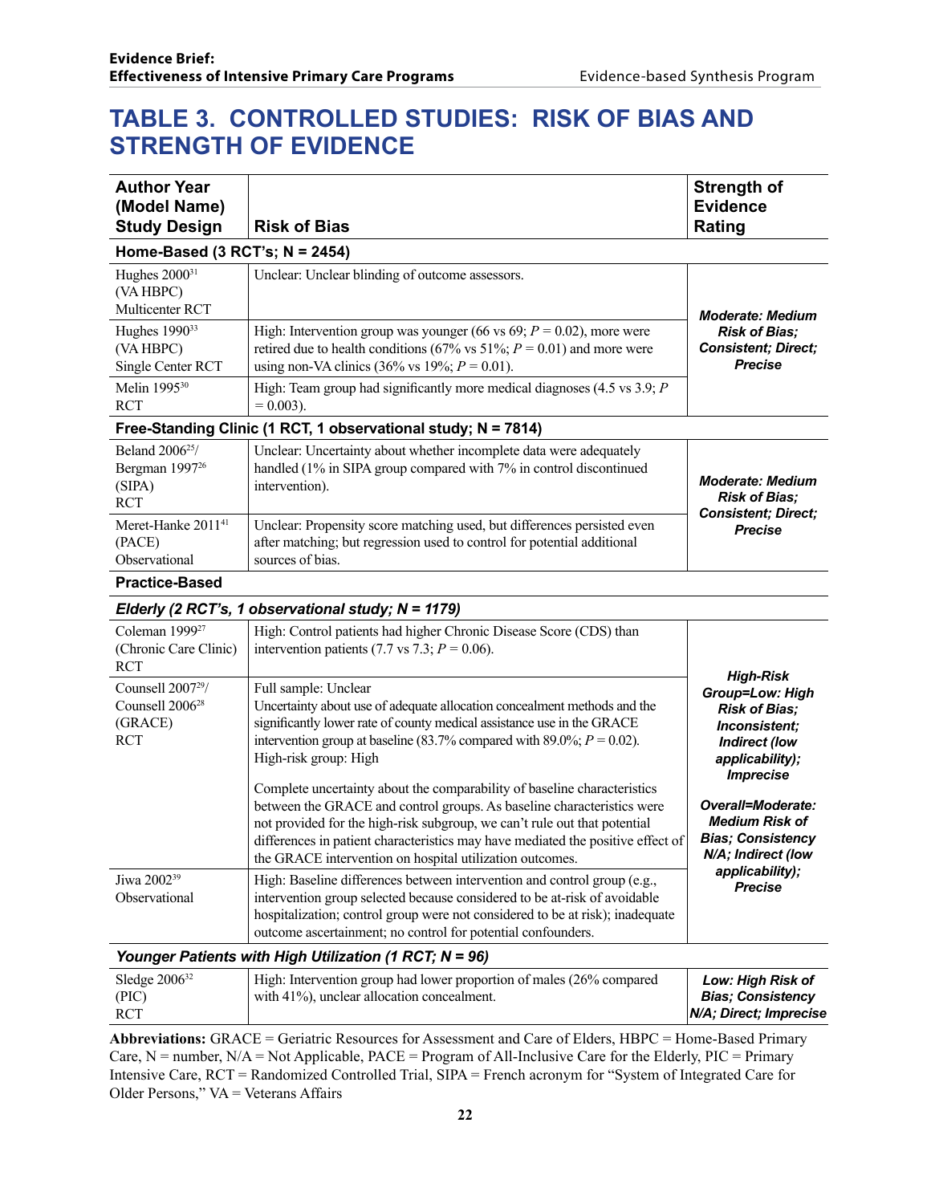# TABLE 3. CONTROLLED STUDIES: RISK OF BIAS AND STRENGTH OF EVIDENCE

| Author Year (Model Name) Study Design | Risk of Bias | Strength of Evidence Rating |
|---|---|---|
| **Home-Based (3 RCT's; N = 2454)** | | |
| Hughes 2000[31] (VA HBPC) Multicenter RCT | Unclear: Unclear blinding of outcome assessors. | ***Moderate: Medium Risk of Bias; Consistent; Direct; Precise*** |
| Hughes 1990[33] (VA HBPC) Single Center RCT | High: Intervention group was younger (66 vs 69; $P = 0.02$), more were retired due to health conditions (67% vs 51%; $P = 0.01$) and more were using non-VA clinics (36% vs 19%; $P = 0.01$). | |
| Melin 1995[30] RCT | High: Team group had significantly more medical diagnoses (4.5 vs 3.9; $P = 0.003$). | |
| **Free-Standing Clinic (1 RCT, 1 observational study; N = 7814)** | | |
| Beland 2006[25]/ Bergman 1997[26] (SIPA) RCT | Unclear: Uncertainty about whether incomplete data were adequately handled (1% in SIPA group compared with 7% in control discontinued intervention). | ***Moderate: Medium Risk of Bias; Consistent; Direct; Precise*** |
| Meret-Hanke 2011[41] (PACE) Observational | Unclear: Propensity score matching used, but differences persisted even after matching; but regression used to control for potential additional sources of bias. | |
| **Practice-Based** | | |
| ***Elderly (2 RCT's, 1 observational study; N = 1179)*** | | |
| Coleman 1999[27] (Chronic Care Clinic) RCT | High: Control patients had higher Chronic Disease Score (CDS) than intervention patients (7.7 vs 7.3; $P = 0.06$). | ***High-Risk Group=Low: High Risk of Bias; Inconsistent; Indirect (low applicability); Imprecise*** <br><br> ***Overall=Moderate: Medium Risk of Bias; Consistency N/A; Indirect (low applicability); Precise*** |
| Counsell 2007[29]/ Counsell 2006[28] (GRACE) RCT | Full sample: Unclear<br>Uncertainty about use of adequate allocation concealment methods and the significantly lower rate of county medical assistance use in the GRACE intervention group at baseline (83.7% compared with 89.0%; $P = 0.02$).<br>High-risk group: High<br><br>Complete uncertainty about the comparability of baseline characteristics between the GRACE and control groups. As baseline characteristics were not provided for the high-risk subgroup, we can't rule out that potential differences in patient characteristics may have mediated the positive effect of the GRACE intervention on hospital utilization outcomes. | |
| Jiwa 2002[39] Observational | High: Baseline differences between intervention and control group (e.g., intervention group selected because considered to be at-risk of avoidable hospitalization; control group were not considered to be at risk); inadequate outcome ascertainment; no control for potential confounders. | |
| ***Younger Patients with High Utilization (1 RCT; N = 96)*** | | |
| Sledge 2006[32] (PIC) RCT | High: Intervention group had lower proportion of males (26% compared with 41%), unclear allocation concealment. | ***Low: High Risk of Bias; Consistency N/A; Direct; Imprecise*** |

**Abbreviations:** GRACE = Geriatric Resources for Assessment and Care of Elders, HBPC = Home-Based Primary Care, N = number, N/A = Not Applicable, PACE = Program of All-Inclusive Care for the Elderly, PIC = Primary Intensive Care, RCT = Randomized Controlled Trial, SIPA = French acronym for "System of Integrated Care for Older Persons," VA = Veterans Affairs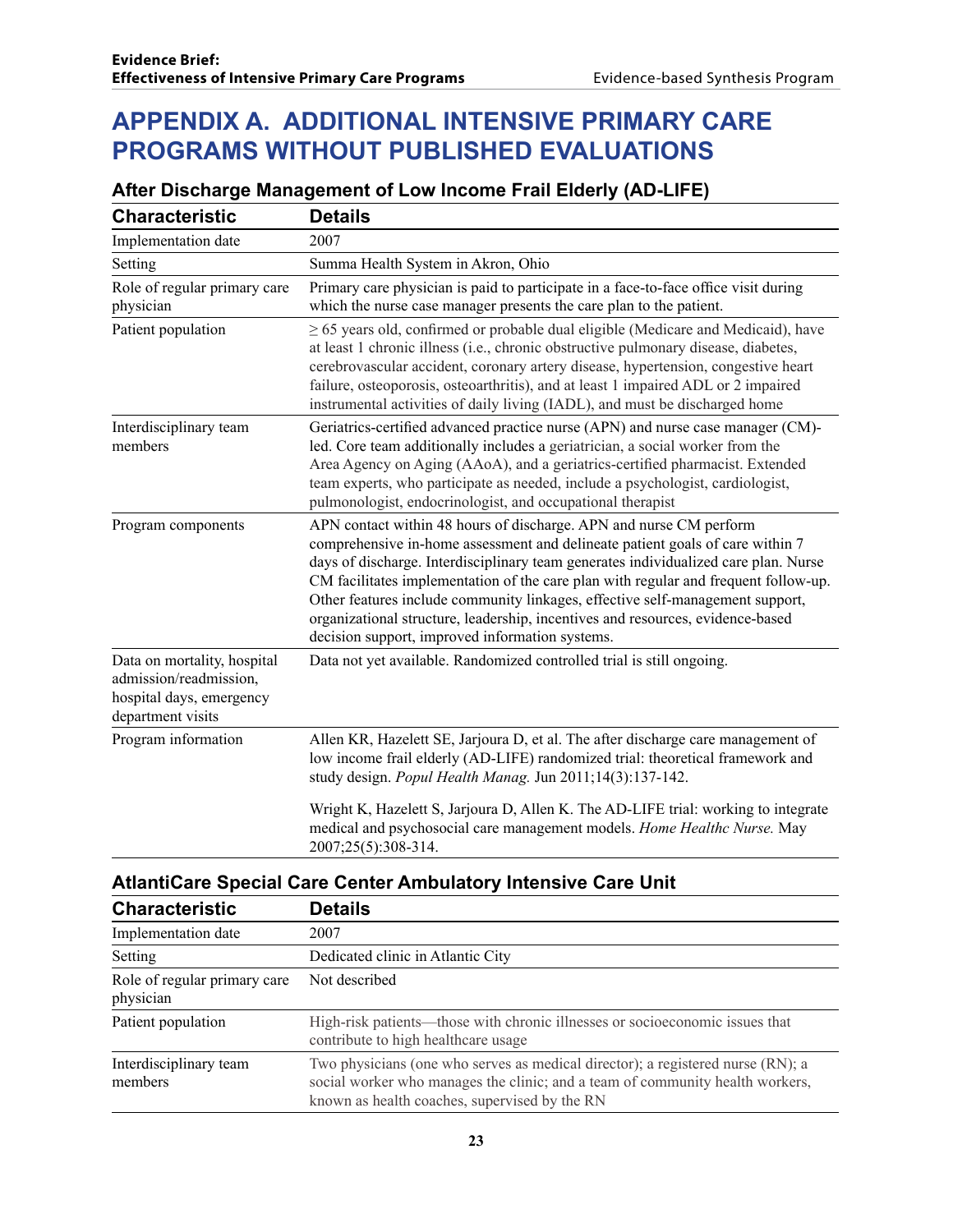# APPENDIX A. ADDITIONAL INTENSIVE PRIMARY CARE PROGRAMS WITHOUT PUBLISHED EVALUATIONS

## After Discharge Management of Low Income Frail Elderly (AD-LIFE)

| Characteristic | Details |
|---|---|
| Implementation date | 2007 |
| Setting | Summa Health System in Akron, Ohio |
| Role of regular primary care physician | Primary care physician is paid to participate in a face-to-face office visit during which the nurse case manager presents the care plan to the patient. |
| Patient population | ≥ 65 years old, confirmed or probable dual eligible (Medicare and Medicaid), have at least 1 chronic illness (i.e., chronic obstructive pulmonary disease, diabetes, cerebrovascular accident, coronary artery disease, hypertension, congestive heart failure, osteoporosis, osteoarthritis), and at least 1 impaired ADL or 2 impaired instrumental activities of daily living (IADL), and must be discharged home |
| Interdisciplinary team members | Geriatrics-certified advanced practice nurse (APN) and nurse case manager (CM)-led. Core team additionally includes a geriatrician, a social worker from the Area Agency on Aging (AAoA), and a geriatrics-certified pharmacist. Extended team experts, who participate as needed, include a psychologist, cardiologist, pulmonologist, endocrinologist, and occupational therapist |
| Program components | APN contact within 48 hours of discharge. APN and nurse CM perform comprehensive in-home assessment and delineate patient goals of care within 7 days of discharge. Interdisciplinary team generates individualized care plan. Nurse CM facilitates implementation of the care plan with regular and frequent follow-up. Other features include community linkages, effective self-management support, organizational structure, leadership, incentives and resources, evidence-based decision support, improved information systems. |
| Data on mortality, hospital admission/readmission, hospital days, emergency department visits | Data not yet available. Randomized controlled trial is still ongoing. |
| Program information | Allen KR, Hazelett SE, Jarjoura D, et al. The after discharge care management of low income frail elderly (AD-LIFE) randomized trial: theoretical framework and study design. *Popul Health Manag.* Jun 2011;14(3):137-142.<br><br>Wright K, Hazelett S, Jarjoura D, Allen K. The AD-LIFE trial: working to integrate medical and psychosocial care management models. *Home Healthc Nurse.* May 2007;25(5):308-314. |

## AtlantiCare Special Care Center Ambulatory Intensive Care Unit

| Characteristic | Details |
|---|---|
| Implementation date | 2007 |
| Setting | Dedicated clinic in Atlantic City |
| Role of regular primary care physician | Not described |
| Patient population | High-risk patients—those with chronic illnesses or socioeconomic issues that contribute to high healthcare usage |
| Interdisciplinary team members | Two physicians (one who serves as medical director); a registered nurse (RN); a social worker who manages the clinic; and a team of community health workers, known as health coaches, supervised by the RN |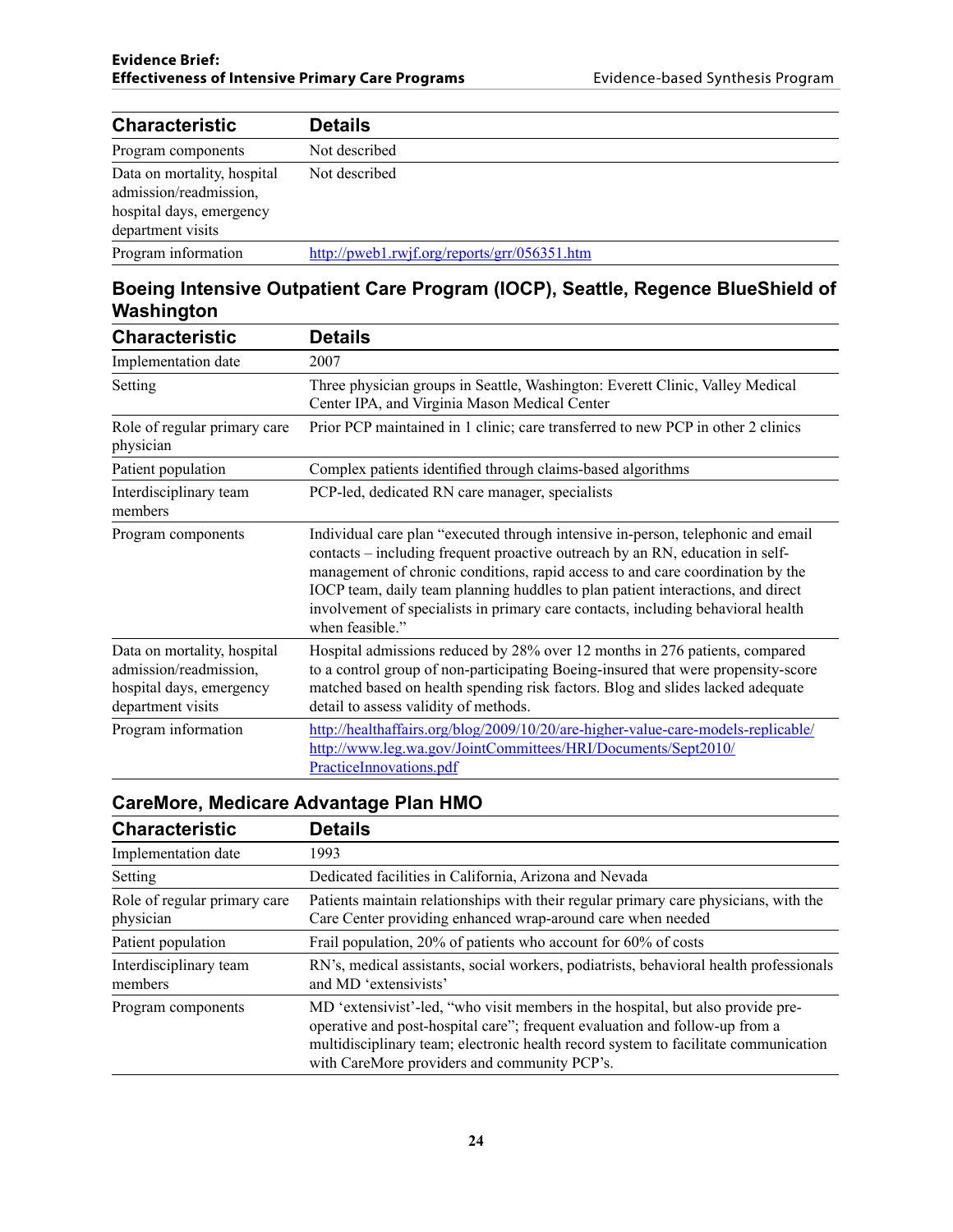| Characteristic | Details |
|---|---|
| Program components | Not described |
| Data on mortality, hospital admission/readmission, hospital days, emergency department visits | Not described |
| Program information | http://pweb1.rwjf.org/reports/grr/056351.htm |

### Boeing Intensive Outpatient Care Program (IOCP), Seattle, Regence BlueShield of Washington

| Characteristic | Details |
|---|---|
| Implementation date | 2007 |
| Setting | Three physician groups in Seattle, Washington: Everett Clinic, Valley Medical Center IPA, and Virginia Mason Medical Center |
| Role of regular primary care physician | Prior PCP maintained in 1 clinic; care transferred to new PCP in other 2 clinics |
| Patient population | Complex patients identified through claims-based algorithms |
| Interdisciplinary team members | PCP-led, dedicated RN care manager, specialists |
| Program components | Individual care plan "executed through intensive in-person, telephonic and email contacts – including frequent proactive outreach by an RN, education in self-management of chronic conditions, rapid access to and care coordination by the IOCP team, daily team planning huddles to plan patient interactions, and direct involvement of specialists in primary care contacts, including behavioral health when feasible." |
| Data on mortality, hospital admission/readmission, hospital days, emergency department visits | Hospital admissions reduced by 28% over 12 months in 276 patients, compared to a control group of non-participating Boeing-insured that were propensity-score matched based on health spending risk factors. Blog and slides lacked adequate detail to assess validity of methods. |
| Program information | http://healthaffairs.org/blog/2009/10/20/are-higher-value-care-models-replicable/ http://www.leg.wa.gov/JointCommittees/HRI/Documents/Sept2010/PracticeInnovations.pdf |

### CareMore, Medicare Advantage Plan HMO

| Characteristic | Details |
|---|---|
| Implementation date | 1993 |
| Setting | Dedicated facilities in California, Arizona and Nevada |
| Role of regular primary care physician | Patients maintain relationships with their regular primary care physicians, with the Care Center providing enhanced wrap-around care when needed |
| Patient population | Frail population, 20% of patients who account for 60% of costs |
| Interdisciplinary team members | RN's, medical assistants, social workers, podiatrists, behavioral health professionals and MD 'extensivists' |
| Program components | MD 'extensivist'-led, "who visit members in the hospital, but also provide pre-operative and post-hospital care"; frequent evaluation and follow-up from a multidisciplinary team; electronic health record system to facilitate communication with CareMore providers and community PCP's. |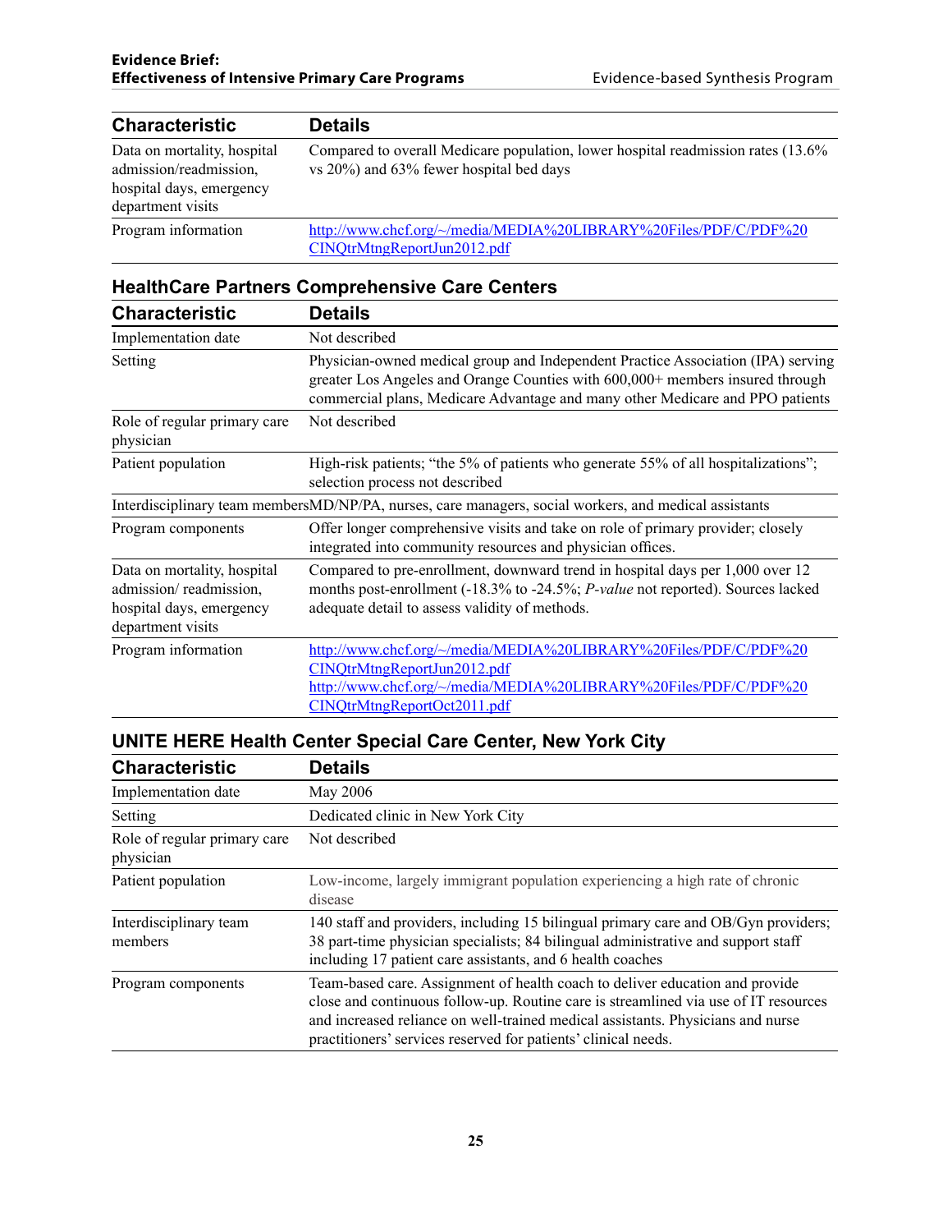| Characteristic | Details |
|---|---|
| Data on mortality, hospital admission/readmission, hospital days, emergency department visits | Compared to overall Medicare population, lower hospital readmission rates (13.6% vs 20%) and 63% fewer hospital bed days |
| Program information | http://www.chcf.org/~/media/MEDIA%20LIBRARY%20Files/PDF/C/PDF%20CINQtrMtngReportJun2012.pdf |

### HealthCare Partners Comprehensive Care Centers

| Characteristic | Details |
|---|---|
| Implementation date | Not described |
| Setting | Physician-owned medical group and Independent Practice Association (IPA) serving greater Los Angeles and Orange Counties with 600,000+ members insured through commercial plans, Medicare Advantage and many other Medicare and PPO patients |
| Role of regular primary care physician | Not described |
| Patient population | High-risk patients; "the 5% of patients who generate 55% of all hospitalizations"; selection process not described |
| Interdisciplinary team members | MD/NP/PA, nurses, care managers, social workers, and medical assistants |
| Program components | Offer longer comprehensive visits and take on role of primary provider; closely integrated into community resources and physician offices. |
| Data on mortality, hospital admission/ readmission, hospital days, emergency department visits | Compared to pre-enrollment, downward trend in hospital days per 1,000 over 12 months post-enrollment (-18.3% to -24.5%; *P-value* not reported). Sources lacked adequate detail to assess validity of methods. |
| Program information | http://www.chcf.org/~/media/MEDIA%20LIBRARY%20Files/PDF/C/PDF%20CINQtrMtngReportJun2012.pdf<br>http://www.chcf.org/~/media/MEDIA%20LIBRARY%20Files/PDF/C/PDF%20CINQtrMtngReportOct2011.pdf |

### UNITE HERE Health Center Special Care Center, New York City

| Characteristic | Details |
|---|---|
| Implementation date | May 2006 |
| Setting | Dedicated clinic in New York City |
| Role of regular primary care physician | Not described |
| Patient population | Low-income, largely immigrant population experiencing a high rate of chronic disease |
| Interdisciplinary team members | 140 staff and providers, including 15 bilingual primary care and OB/Gyn providers; 38 part-time physician specialists; 84 bilingual administrative and support staff including 17 patient care assistants, and 6 health coaches |
| Program components | Team-based care. Assignment of health coach to deliver education and provide close and continuous follow-up. Routine care is streamlined via use of IT resources and increased reliance on well-trained medical assistants. Physicians and nurse practitioners' services reserved for patients' clinical needs. |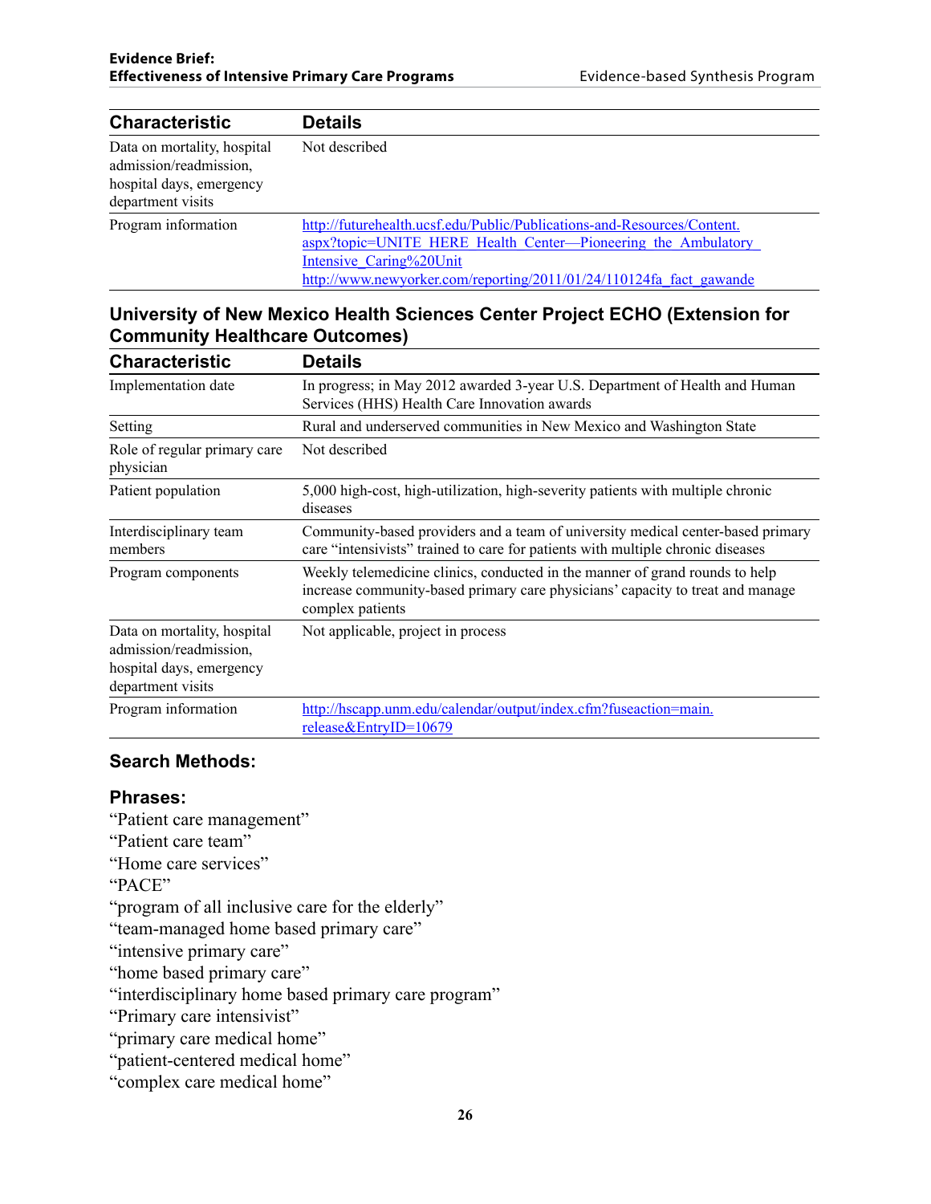| Characteristic | Details |
|---|---|
| Data on mortality, hospital admission/readmission, hospital days, emergency department visits | Not described |
| Program information | http://futurehealth.ucsf.edu/Public/Publications-and-Resources/Content.aspx?topic=UNITE_HERE_Health_Center—Pioneering_the_Ambulatory_Intensive_Caring%20Unit<br>http://www.newyorker.com/reporting/2011/01/24/110124fa_fact_gawande |

### University of New Mexico Health Sciences Center Project ECHO (Extension for Community Healthcare Outcomes)

| Characteristic | Details |
|---|---|
| Implementation date | In progress; in May 2012 awarded 3-year U.S. Department of Health and Human Services (HHS) Health Care Innovation awards |
| Setting | Rural and underserved communities in New Mexico and Washington State |
| Role of regular primary care physician | Not described |
| Patient population | 5,000 high-cost, high-utilization, high-severity patients with multiple chronic diseases |
| Interdisciplinary team members | Community-based providers and a team of university medical center-based primary care "intensivists" trained to care for patients with multiple chronic diseases |
| Program components | Weekly telemedicine clinics, conducted in the manner of grand rounds to help increase community-based primary care physicians' capacity to treat and manage complex patients |
| Data on mortality, hospital admission/readmission, hospital days, emergency department visits | Not applicable, project in process |
| Program information | http://hscapp.unm.edu/calendar/output/index.cfm?fuseaction=main.release&EntryID=10679 |

### Search Methods:

### Phrases:

"Patient care management"
"Patient care team"
"Home care services"
"PACE"
"program of all inclusive care for the elderly"
"team-managed home based primary care"
"intensive primary care"
"home based primary care"
"interdisciplinary home based primary care program"
"Primary care intensivist"
"primary care medical home"
"patient-centered medical home"
"complex care medical home"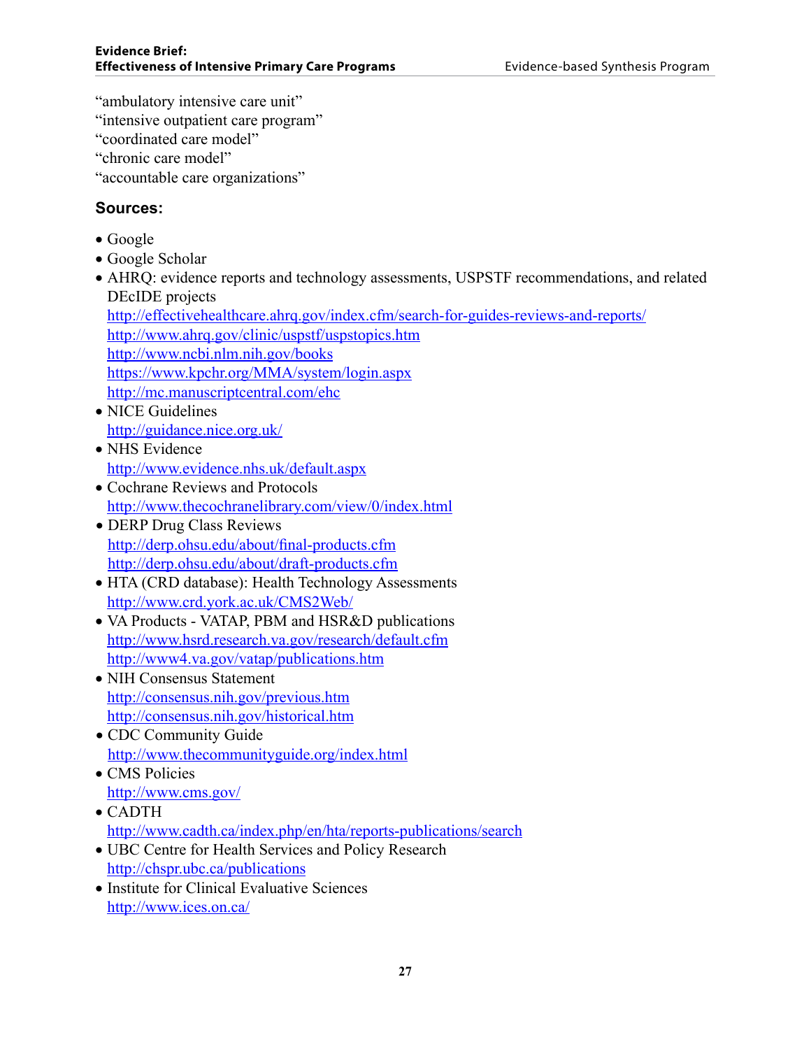"ambulatory intensive care unit"
"intensive outpatient care program"
"coordinated care model"
"chronic care model"
"accountable care organizations"

### Sources:

- Google
- Google Scholar
- AHRQ: evidence reports and technology assessments, USPSTF recommendations, and related DEcIDE projects
  http://effectivehealthcare.ahrq.gov/index.cfm/search-for-guides-reviews-and-reports/
  http://www.ahrq.gov/clinic/uspstf/uspstopics.htm
  http://www.ncbi.nlm.nih.gov/books
  https://www.kpchr.org/MMA/system/login.aspx
  http://mc.manuscriptcentral.com/ehc
- NICE Guidelines
  http://guidance.nice.org.uk/
- NHS Evidence
  http://www.evidence.nhs.uk/default.aspx
- Cochrane Reviews and Protocols
  http://www.thecochranelibrary.com/view/0/index.html
- DERP Drug Class Reviews
  http://derp.ohsu.edu/about/final-products.cfm
  http://derp.ohsu.edu/about/draft-products.cfm
- HTA (CRD database): Health Technology Assessments
  http://www.crd.york.ac.uk/CMS2Web/
- VA Products - VATAP, PBM and HSR&D publications
  http://www.hsrd.research.va.gov/research/default.cfm
  http://www4.va.gov/vatap/publications.htm
- NIH Consensus Statement
  http://consensus.nih.gov/previous.htm
  http://consensus.nih.gov/historical.htm
- CDC Community Guide
  http://www.thecommunityguide.org/index.html
- CMS Policies
  http://www.cms.gov/
- CADTH
  http://www.cadth.ca/index.php/en/hta/reports-publications/search
- UBC Centre for Health Services and Policy Research
  http://chspr.ubc.ca/publications
- Institute for Clinical Evaluative Sciences
  http://www.ices.on.ca/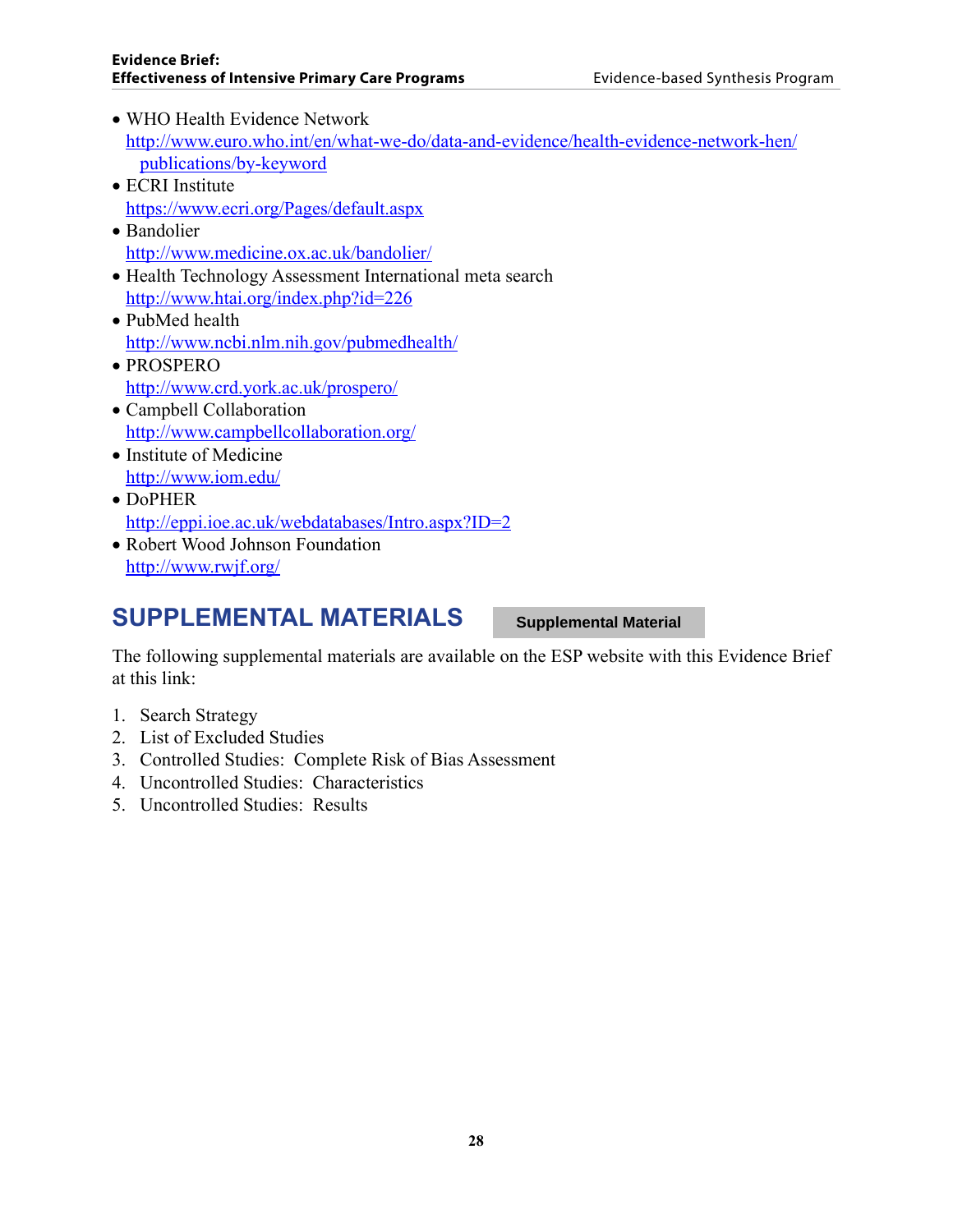- WHO Health Evidence Network
  http://www.euro.who.int/en/what-we-do/data-and-evidence/health-evidence-network-hen/publications/by-keyword
- ECRI Institute
  https://www.ecri.org/Pages/default.aspx
- Bandolier
  http://www.medicine.ox.ac.uk/bandolier/
- Health Technology Assessment International meta search
  http://www.htai.org/index.php?id=226
- PubMed health
  http://www.ncbi.nlm.nih.gov/pubmedhealth/
- PROSPERO
  http://www.crd.york.ac.uk/prospero/
- Campbell Collaboration
  http://www.campbellcollaboration.org/
- Institute of Medicine
  http://www.iom.edu/
- DoPHER
  http://eppi.ioe.ac.uk/webdatabases/Intro.aspx?ID=2
- Robert Wood Johnson Foundation
  http://www.rwjf.org/

# SUPPLEMENTAL MATERIALS

**Supplemental Material**

The following supplemental materials are available on the ESP website with this Evidence Brief at this link:

1. Search Strategy
2. List of Excluded Studies
3. Controlled Studies: Complete Risk of Bias Assessment
4. Uncontrolled Studies: Characteristics
5. Uncontrolled Studies: Results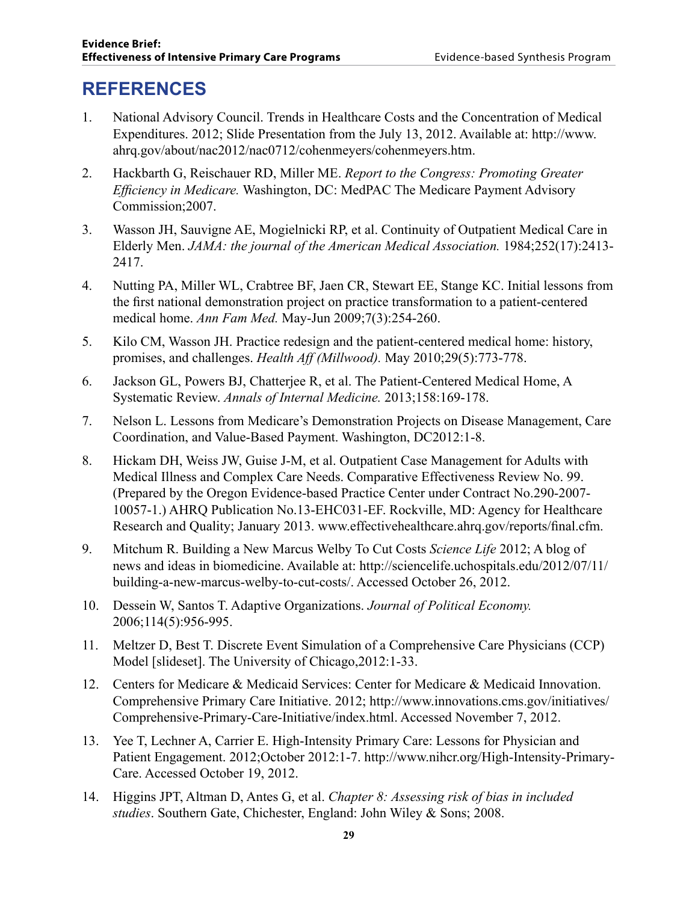# REFERENCES

1. National Advisory Council. Trends in Healthcare Costs and the Concentration of Medical Expenditures. 2012; Slide Presentation from the July 13, 2012. Available at: http://www.ahrq.gov/about/nac2012/nac0712/cohenmeyers/cohenmeyers.htm.
2. Hackbarth G, Reischauer RD, Miller ME. *Report to the Congress: Promoting Greater Efficiency in Medicare.* Washington, DC: MedPAC The Medicare Payment Advisory Commission;2007.
3. Wasson JH, Sauvigne AE, Mogielnicki RP, et al. Continuity of Outpatient Medical Care in Elderly Men. *JAMA: the journal of the American Medical Association.* 1984;252(17):2413-2417.
4. Nutting PA, Miller WL, Crabtree BF, Jaen CR, Stewart EE, Stange KC. Initial lessons from the first national demonstration project on practice transformation to a patient-centered medical home. *Ann Fam Med.* May-Jun 2009;7(3):254-260.
5. Kilo CM, Wasson JH. Practice redesign and the patient-centered medical home: history, promises, and challenges. *Health Aff (Millwood).* May 2010;29(5):773-778.
6. Jackson GL, Powers BJ, Chatterjee R, et al. The Patient-Centered Medical Home, A Systematic Review. *Annals of Internal Medicine.* 2013;158:169-178.
7. Nelson L. Lessons from Medicare's Demonstration Projects on Disease Management, Care Coordination, and Value-Based Payment. Washington, DC2012:1-8.
8. Hickam DH, Weiss JW, Guise J-M, et al. Outpatient Case Management for Adults with Medical Illness and Complex Care Needs. Comparative Effectiveness Review No. 99. (Prepared by the Oregon Evidence-based Practice Center under Contract No.290-2007-10057-1.) AHRQ Publication No.13-EHC031-EF. Rockville, MD: Agency for Healthcare Research and Quality; January 2013. www.effectivehealthcare.ahrq.gov/reports/final.cfm.
9. Mitchum R. Building a New Marcus Welby To Cut Costs *Science Life* 2012; A blog of news and ideas in biomedicine. Available at: http://sciencelife.uchospitals.edu/2012/07/11/building-a-new-marcus-welby-to-cut-costs/. Accessed October 26, 2012.
10. Dessein W, Santos T. Adaptive Organizations. *Journal of Political Economy.* 2006;114(5):956-995.
11. Meltzer D, Best T. Discrete Event Simulation of a Comprehensive Care Physicians (CCP) Model [slideset]. The University of Chicago,2012:1-33.
12. Centers for Medicare & Medicaid Services: Center for Medicare & Medicaid Innovation. Comprehensive Primary Care Initiative. 2012; http://www.innovations.cms.gov/initiatives/Comprehensive-Primary-Care-Initiative/index.html. Accessed November 7, 2012.
13. Yee T, Lechner A, Carrier E. High-Intensity Primary Care: Lessons for Physician and Patient Engagement. 2012;October 2012:1-7. http://www.nihcr.org/High-Intensity-Primary-Care. Accessed October 19, 2012.
14. Higgins JPT, Altman D, Antes G, et al. *Chapter 8: Assessing risk of bias in included studies*. Southern Gate, Chichester, England: John Wiley & Sons; 2008.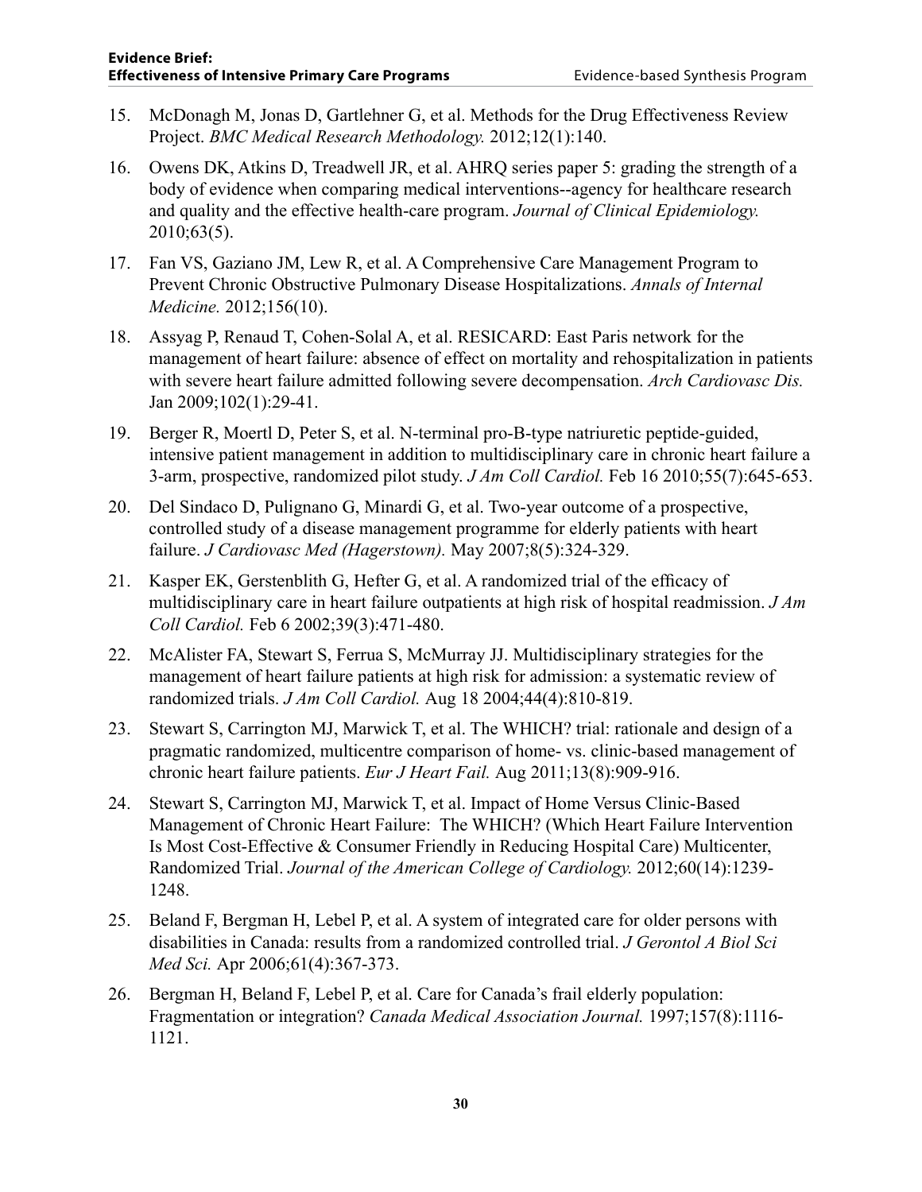15. McDonagh M, Jonas D, Gartlehner G, et al. Methods for the Drug Effectiveness Review Project. *BMC Medical Research Methodology.* 2012;12(1):140.

16. Owens DK, Atkins D, Treadwell JR, et al. AHRQ series paper 5: grading the strength of a body of evidence when comparing medical interventions--agency for healthcare research and quality and the effective health-care program. *Journal of Clinical Epidemiology.* 2010;63(5).

17. Fan VS, Gaziano JM, Lew R, et al. A Comprehensive Care Management Program to Prevent Chronic Obstructive Pulmonary Disease Hospitalizations. *Annals of Internal Medicine.* 2012;156(10).

18. Assyag P, Renaud T, Cohen-Solal A, et al. RESICARD: East Paris network for the management of heart failure: absence of effect on mortality and rehospitalization in patients with severe heart failure admitted following severe decompensation. *Arch Cardiovasc Dis.* Jan 2009;102(1):29-41.

19. Berger R, Moertl D, Peter S, et al. N-terminal pro-B-type natriuretic peptide-guided, intensive patient management in addition to multidisciplinary care in chronic heart failure a 3-arm, prospective, randomized pilot study. *J Am Coll Cardiol.* Feb 16 2010;55(7):645-653.

20. Del Sindaco D, Pulignano G, Minardi G, et al. Two-year outcome of a prospective, controlled study of a disease management programme for elderly patients with heart failure. *J Cardiovasc Med (Hagerstown).* May 2007;8(5):324-329.

21. Kasper EK, Gerstenblith G, Hefter G, et al. A randomized trial of the efficacy of multidisciplinary care in heart failure outpatients at high risk of hospital readmission. *J Am Coll Cardiol.* Feb 6 2002;39(3):471-480.

22. McAlister FA, Stewart S, Ferrua S, McMurray JJ. Multidisciplinary strategies for the management of heart failure patients at high risk for admission: a systematic review of randomized trials. *J Am Coll Cardiol.* Aug 18 2004;44(4):810-819.

23. Stewart S, Carrington MJ, Marwick T, et al. The WHICH? trial: rationale and design of a pragmatic randomized, multicentre comparison of home- vs. clinic-based management of chronic heart failure patients. *Eur J Heart Fail.* Aug 2011;13(8):909-916.

24. Stewart S, Carrington MJ, Marwick T, et al. Impact of Home Versus Clinic-Based Management of Chronic Heart Failure: The WHICH? (Which Heart Failure Intervention Is Most Cost-Effective & Consumer Friendly in Reducing Hospital Care) Multicenter, Randomized Trial. *Journal of the American College of Cardiology.* 2012;60(14):1239-1248.

25. Beland F, Bergman H, Lebel P, et al. A system of integrated care for older persons with disabilities in Canada: results from a randomized controlled trial. *J Gerontol A Biol Sci Med Sci.* Apr 2006;61(4):367-373.

26. Bergman H, Beland F, Lebel P, et al. Care for Canada's frail elderly population: Fragmentation or integration? *Canada Medical Association Journal.* 1997;157(8):1116-1121.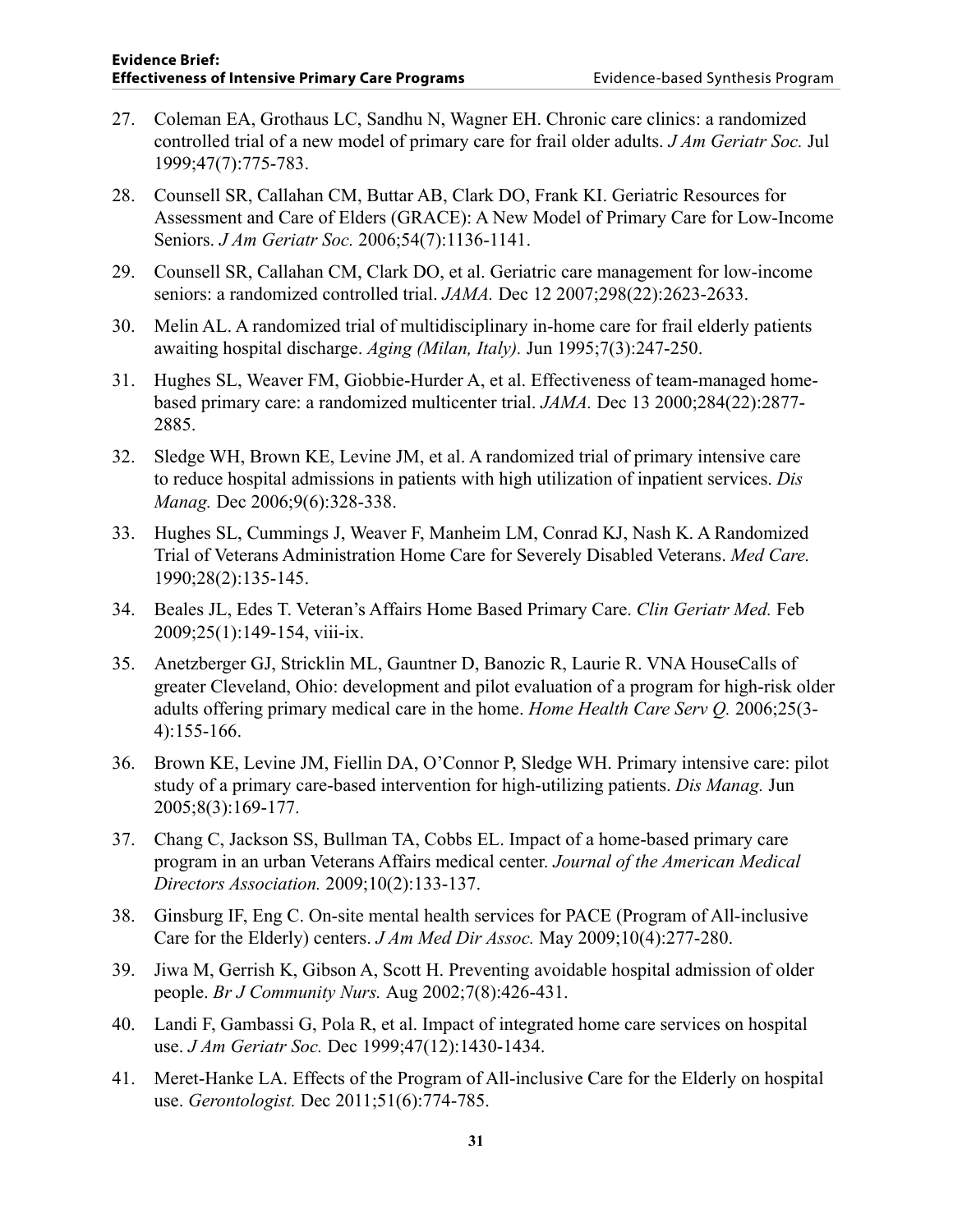27. Coleman EA, Grothaus LC, Sandhu N, Wagner EH. Chronic care clinics: a randomized controlled trial of a new model of primary care for frail older adults. *J Am Geriatr Soc.* Jul 1999;47(7):775-783.

28. Counsell SR, Callahan CM, Buttar AB, Clark DO, Frank KI. Geriatric Resources for Assessment and Care of Elders (GRACE): A New Model of Primary Care for Low-Income Seniors. *J Am Geriatr Soc.* 2006;54(7):1136-1141.

29. Counsell SR, Callahan CM, Clark DO, et al. Geriatric care management for low-income seniors: a randomized controlled trial. *JAMA.* Dec 12 2007;298(22):2623-2633.

30. Melin AL. A randomized trial of multidisciplinary in-home care for frail elderly patients awaiting hospital discharge. *Aging (Milan, Italy).* Jun 1995;7(3):247-250.

31. Hughes SL, Weaver FM, Giobbie-Hurder A, et al. Effectiveness of team-managed home-based primary care: a randomized multicenter trial. *JAMA.* Dec 13 2000;284(22):2877-2885.

32. Sledge WH, Brown KE, Levine JM, et al. A randomized trial of primary intensive care to reduce hospital admissions in patients with high utilization of inpatient services. *Dis Manag.* Dec 2006;9(6):328-338.

33. Hughes SL, Cummings J, Weaver F, Manheim LM, Conrad KJ, Nash K. A Randomized Trial of Veterans Administration Home Care for Severely Disabled Veterans. *Med Care.* 1990;28(2):135-145.

34. Beales JL, Edes T. Veteran's Affairs Home Based Primary Care. *Clin Geriatr Med.* Feb 2009;25(1):149-154, viii-ix.

35. Anetzberger GJ, Stricklin ML, Gauntner D, Banozic R, Laurie R. VNA HouseCalls of greater Cleveland, Ohio: development and pilot evaluation of a program for high-risk older adults offering primary medical care in the home. *Home Health Care Serv Q.* 2006;25(3-4):155-166.

36. Brown KE, Levine JM, Fiellin DA, O'Connor P, Sledge WH. Primary intensive care: pilot study of a primary care-based intervention for high-utilizing patients. *Dis Manag.* Jun 2005;8(3):169-177.

37. Chang C, Jackson SS, Bullman TA, Cobbs EL. Impact of a home-based primary care program in an urban Veterans Affairs medical center. *Journal of the American Medical Directors Association.* 2009;10(2):133-137.

38. Ginsburg IF, Eng C. On-site mental health services for PACE (Program of All-inclusive Care for the Elderly) centers. *J Am Med Dir Assoc.* May 2009;10(4):277-280.

39. Jiwa M, Gerrish K, Gibson A, Scott H. Preventing avoidable hospital admission of older people. *Br J Community Nurs.* Aug 2002;7(8):426-431.

40. Landi F, Gambassi G, Pola R, et al. Impact of integrated home care services on hospital use. *J Am Geriatr Soc.* Dec 1999;47(12):1430-1434.

41. Meret-Hanke LA. Effects of the Program of All-inclusive Care for the Elderly on hospital use. *Gerontologist.* Dec 2011;51(6):774-785.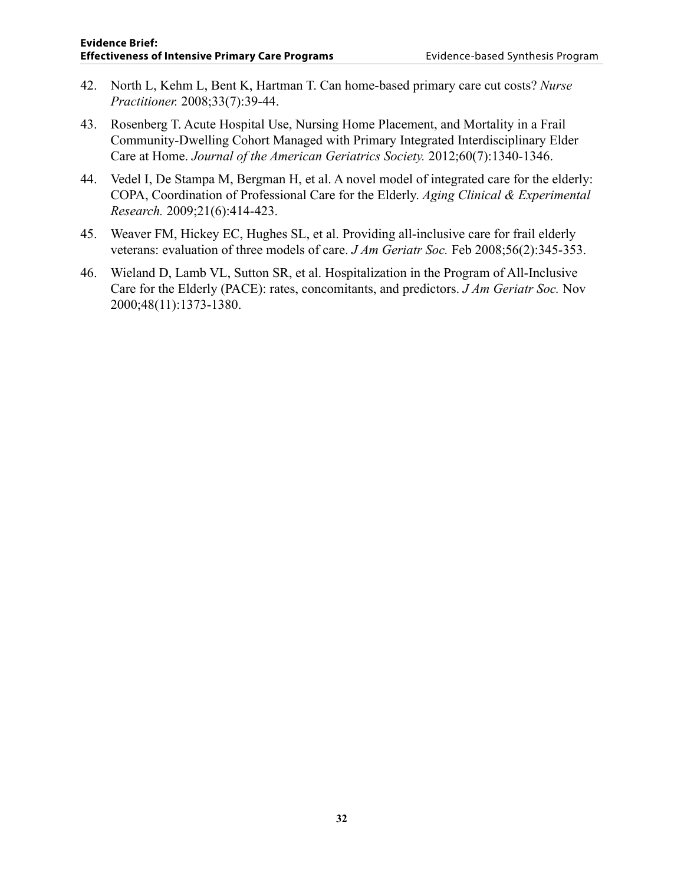42. North L, Kehm L, Bent K, Hartman T. Can home-based primary care cut costs? *Nurse Practitioner.* 2008;33(7):39-44.

43. Rosenberg T. Acute Hospital Use, Nursing Home Placement, and Mortality in a Frail Community-Dwelling Cohort Managed with Primary Integrated Interdisciplinary Elder Care at Home. *Journal of the American Geriatrics Society.* 2012;60(7):1340-1346.

44. Vedel I, De Stampa M, Bergman H, et al. A novel model of integrated care for the elderly: COPA, Coordination of Professional Care for the Elderly. *Aging Clinical & Experimental Research.* 2009;21(6):414-423.

45. Weaver FM, Hickey EC, Hughes SL, et al. Providing all-inclusive care for frail elderly veterans: evaluation of three models of care. *J Am Geriatr Soc.* Feb 2008;56(2):345-353.

46. Wieland D, Lamb VL, Sutton SR, et al. Hospitalization in the Program of All-Inclusive Care for the Elderly (PACE): rates, concomitants, and predictors. *J Am Geriatr Soc.* Nov 2000;48(11):1373-1380.